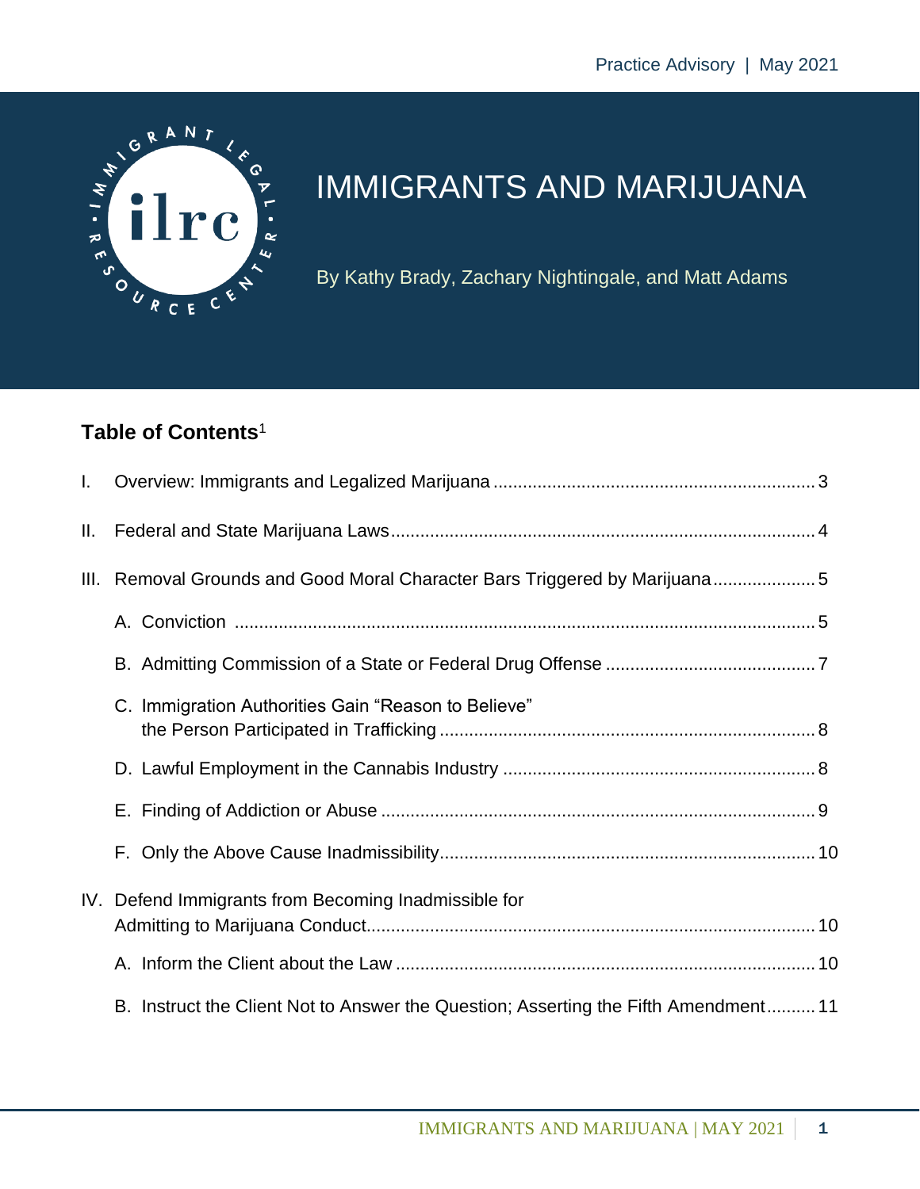Practice Advisory | May 2021

# IMMIGRANTS AND MARIJUANA

By Kathy Brady, Zachary Nightingale, and Matt Adams

## Table of Contents[1]

I. Overview: Immigrants and Legalized Marijuana ..... 3

II. Federal and State Marijuana Laws ..... 4

III. Removal Grounds and Good Moral Character Bars Triggered by Marijuana ..... 5

- A. Conviction ..... 5
- B. Admitting Commission of a State or Federal Drug Offense ..... 7
- C. Immigration Authorities Gain "Reason to Believe" the Person Participated in Trafficking ..... 8
- D. Lawful Employment in the Cannabis Industry ..... 8
- E. Finding of Addiction or Abuse ..... 9
- F. Only the Above Cause Inadmissibility ..... 10

IV. Defend Immigrants from Becoming Inadmissible for Admitting to Marijuana Conduct ..... 10

- A. Inform the Client about the Law ..... 10
- B. Instruct the Client Not to Answer the Question; Asserting the Fifth Amendment ..... 11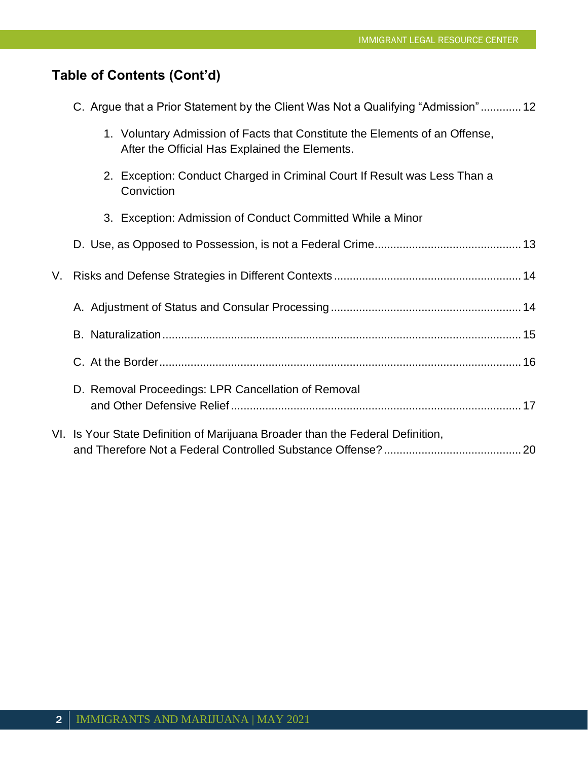## Table of Contents (Cont'd)

- C. Argue that a Prior Statement by the Client Was Not a Qualifying "Admission" ............. 12
  1. Voluntary Admission of Facts that Constitute the Elements of an Offense, After the Official Has Explained the Elements.
  2. Exception: Conduct Charged in Criminal Court If Result was Less Than a Conviction
  3. Exception: Admission of Conduct Committed While a Minor
- D. Use, as Opposed to Possession, is not a Federal Crime............................................... 13

V. Risks and Defense Strategies in Different Contexts ........................................................... 14

- A. Adjustment of Status and Consular Processing ............................................................ 14
- B. Naturalization.................................................................................................................. 15
- C. At the Border................................................................................................................... 16
- D. Removal Proceedings: LPR Cancellation of Removal and Other Defensive Relief ............................................................................................ 17

VI. Is Your State Definition of Marijuana Broader than the Federal Definition, and Therefore Not a Federal Controlled Substance Offense? ............................................ 20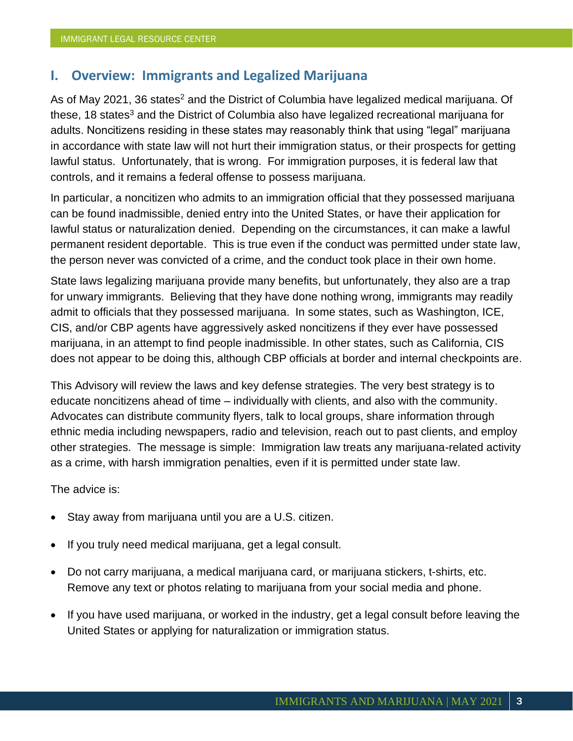## I. Overview: Immigrants and Legalized Marijuana

As of May 2021, 36 states[2] and the District of Columbia have legalized medical marijuana. Of these, 18 states[3] and the District of Columbia also have legalized recreational marijuana for adults. Noncitizens residing in these states may reasonably think that using "legal" marijuana in accordance with state law will not hurt their immigration status, or their prospects for getting lawful status. Unfortunately, that is wrong. For immigration purposes, it is federal law that controls, and it remains a federal offense to possess marijuana.

In particular, a noncitizen who admits to an immigration official that they possessed marijuana can be found inadmissible, denied entry into the United States, or have their application for lawful status or naturalization denied. Depending on the circumstances, it can make a lawful permanent resident deportable. This is true even if the conduct was permitted under state law, the person never was convicted of a crime, and the conduct took place in their own home.

State laws legalizing marijuana provide many benefits, but unfortunately, they also are a trap for unwary immigrants. Believing that they have done nothing wrong, immigrants may readily admit to officials that they possessed marijuana. In some states, such as Washington, ICE, CIS, and/or CBP agents have aggressively asked noncitizens if they ever have possessed marijuana, in an attempt to find people inadmissible. In other states, such as California, CIS does not appear to be doing this, although CBP officials at border and internal checkpoints are.

This Advisory will review the laws and key defense strategies. The very best strategy is to educate noncitizens ahead of time – individually with clients, and also with the community. Advocates can distribute community flyers, talk to local groups, share information through ethnic media including newspapers, radio and television, reach out to past clients, and employ other strategies. The message is simple: Immigration law treats any marijuana-related activity as a crime, with harsh immigration penalties, even if it is permitted under state law.

The advice is:

- Stay away from marijuana until you are a U.S. citizen.
- If you truly need medical marijuana, get a legal consult.
- Do not carry marijuana, a medical marijuana card, or marijuana stickers, t-shirts, etc. Remove any text or photos relating to marijuana from your social media and phone.
- If you have used marijuana, or worked in the industry, get a legal consult before leaving the United States or applying for naturalization or immigration status.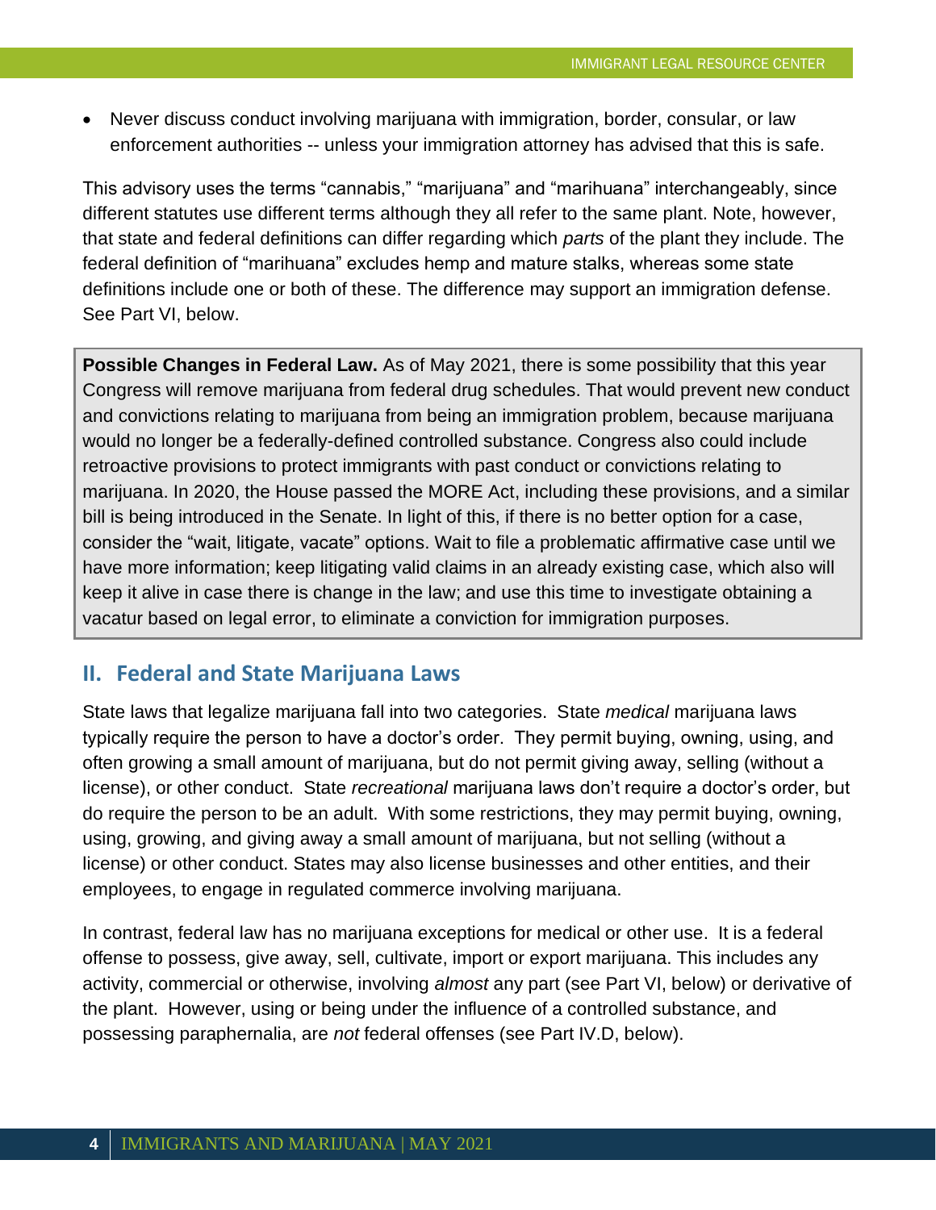- Never discuss conduct involving marijuana with immigration, border, consular, or law enforcement authorities -- unless your immigration attorney has advised that this is safe.

This advisory uses the terms “cannabis,” “marijuana” and “marihuana” interchangeably, since different statutes use different terms although they all refer to the same plant. Note, however, that state and federal definitions can differ regarding which *parts* of the plant they include. The federal definition of “marihuana” excludes hemp and mature stalks, whereas some state definitions include one or both of these. The difference may support an immigration defense. See Part VI, below.

**Possible Changes in Federal Law.** As of May 2021, there is some possibility that this year Congress will remove marijuana from federal drug schedules. That would prevent new conduct and convictions relating to marijuana from being an immigration problem, because marijuana would no longer be a federally-defined controlled substance. Congress also could include retroactive provisions to protect immigrants with past conduct or convictions relating to marijuana. In 2020, the House passed the MORE Act, including these provisions, and a similar bill is being introduced in the Senate. In light of this, if there is no better option for a case, consider the “wait, litigate, vacate” options. Wait to file a problematic affirmative case until we have more information; keep litigating valid claims in an already existing case, which also will keep it alive in case there is change in the law; and use this time to investigate obtaining a vacatur based on legal error, to eliminate a conviction for immigration purposes.

## II. Federal and State Marijuana Laws

State laws that legalize marijuana fall into two categories. State *medical* marijuana laws typically require the person to have a doctor’s order. They permit buying, owning, using, and often growing a small amount of marijuana, but do not permit giving away, selling (without a license), or other conduct. State *recreational* marijuana laws don’t require a doctor’s order, but do require the person to be an adult. With some restrictions, they may permit buying, owning, using, growing, and giving away a small amount of marijuana, but not selling (without a license) or other conduct. States may also license businesses and other entities, and their employees, to engage in regulated commerce involving marijuana.

In contrast, federal law has no marijuana exceptions for medical or other use. It is a federal offense to possess, give away, sell, cultivate, import or export marijuana. This includes any activity, commercial or otherwise, involving *almost* any part (see Part VI, below) or derivative of the plant. However, using or being under the influence of a controlled substance, and possessing paraphernalia, are *not* federal offenses (see Part IV.D, below).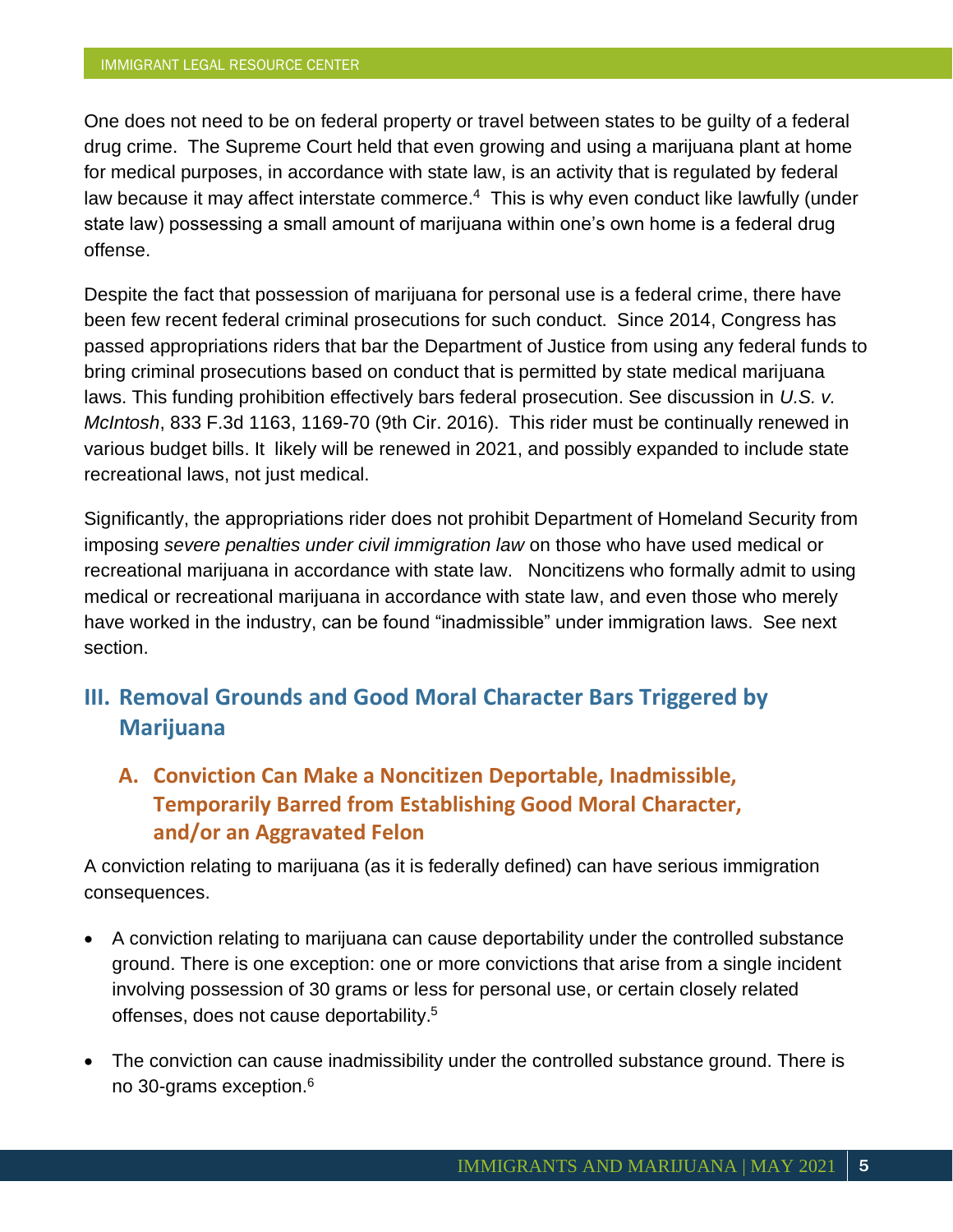One does not need to be on federal property or travel between states to be guilty of a federal drug crime. The Supreme Court held that even growing and using a marijuana plant at home for medical purposes, in accordance with state law, is an activity that is regulated by federal law because it may affect interstate commerce.[4] This is why even conduct like lawfully (under state law) possessing a small amount of marijuana within one's own home is a federal drug offense.

Despite the fact that possession of marijuana for personal use is a federal crime, there have been few recent federal criminal prosecutions for such conduct. Since 2014, Congress has passed appropriations riders that bar the Department of Justice from using any federal funds to bring criminal prosecutions based on conduct that is permitted by state medical marijuana laws. This funding prohibition effectively bars federal prosecution. See discussion in *U.S. v. McIntosh*, 833 F.3d 1163, 1169-70 (9th Cir. 2016). This rider must be continually renewed in various budget bills. It likely will be renewed in 2021, and possibly expanded to include state recreational laws, not just medical.

Significantly, the appropriations rider does not prohibit Department of Homeland Security from imposing *severe penalties under civil immigration law* on those who have used medical or recreational marijuana in accordance with state law. Noncitizens who formally admit to using medical or recreational marijuana in accordance with state law, and even those who merely have worked in the industry, can be found "inadmissible" under immigration laws. See next section.

## III. Removal Grounds and Good Moral Character Bars Triggered by Marijuana

### A. Conviction Can Make a Noncitizen Deportable, Inadmissible, Temporarily Barred from Establishing Good Moral Character, and/or an Aggravated Felon

A conviction relating to marijuana (as it is federally defined) can have serious immigration consequences.

- A conviction relating to marijuana can cause deportability under the controlled substance ground. There is one exception: one or more convictions that arise from a single incident involving possession of 30 grams or less for personal use, or certain closely related offenses, does not cause deportability.[5]

- The conviction can cause inadmissibility under the controlled substance ground. There is no 30-grams exception.[6]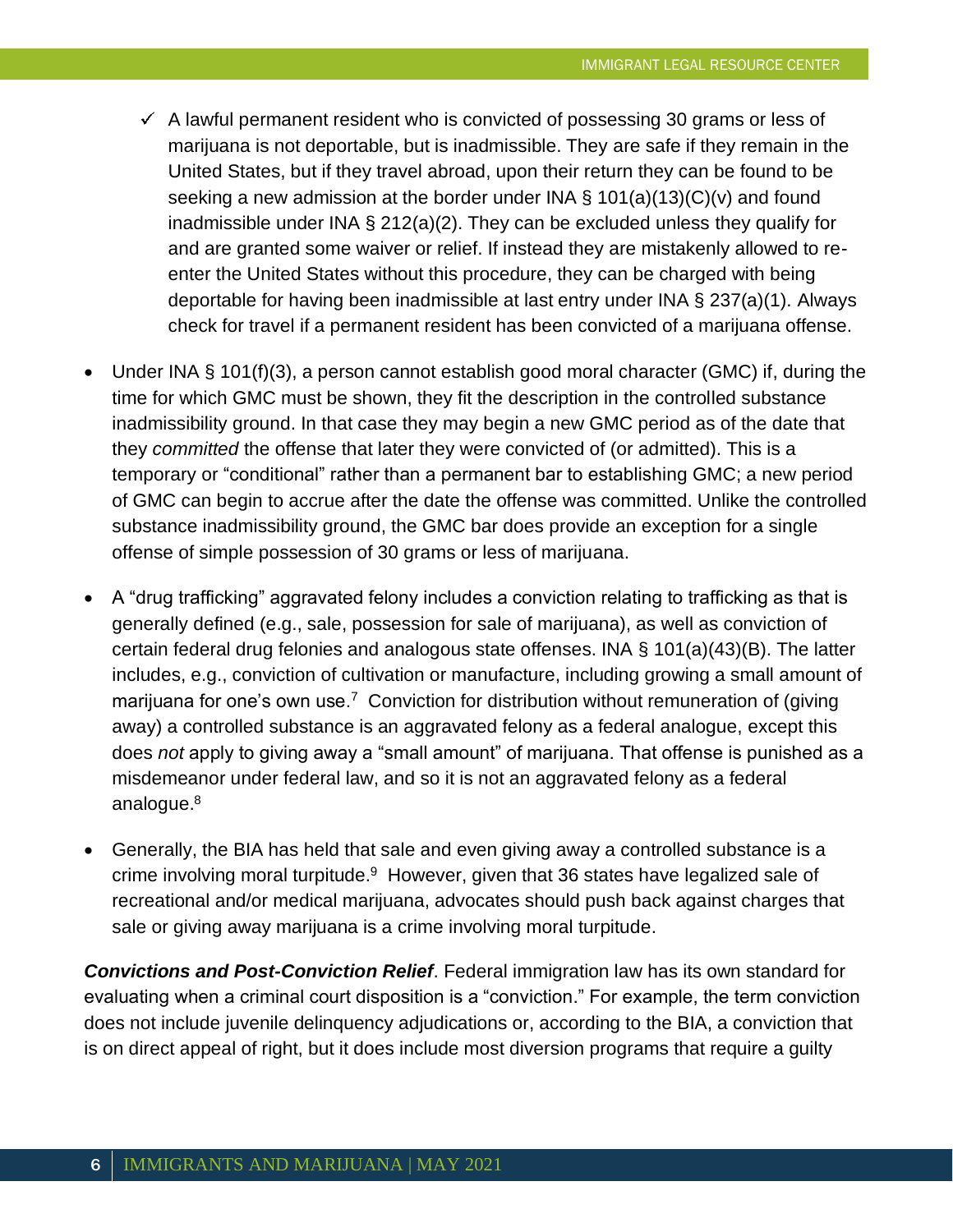- ✓ A lawful permanent resident who is convicted of possessing 30 grams or less of marijuana is not deportable, but is inadmissible. They are safe if they remain in the United States, but if they travel abroad, upon their return they can be found to be seeking a new admission at the border under INA § 101(a)(13)(C)(v) and found inadmissible under INA § 212(a)(2). They can be excluded unless they qualify for and are granted some waiver or relief. If instead they are mistakenly allowed to re-enter the United States without this procedure, they can be charged with being deportable for having been inadmissible at last entry under INA § 237(a)(1). Always check for travel if a permanent resident has been convicted of a marijuana offense.

- Under INA § 101(f)(3), a person cannot establish good moral character (GMC) if, during the time for which GMC must be shown, they fit the description in the controlled substance inadmissibility ground. In that case they may begin a new GMC period as of the date that they *committed* the offense that later they were convicted of (or admitted). This is a temporary or "conditional" rather than a permanent bar to establishing GMC; a new period of GMC can begin to accrue after the date the offense was committed. Unlike the controlled substance inadmissibility ground, the GMC bar does provide an exception for a single offense of simple possession of 30 grams or less of marijuana.

- A "drug trafficking" aggravated felony includes a conviction relating to trafficking as that is generally defined (e.g., sale, possession for sale of marijuana), as well as conviction of certain federal drug felonies and analogous state offenses. INA § 101(a)(43)(B). The latter includes, e.g., conviction of cultivation or manufacture, including growing a small amount of marijuana for one's own use.[7] Conviction for distribution without remuneration of (giving away) a controlled substance is an aggravated felony as a federal analogue, except this does *not* apply to giving away a "small amount" of marijuana. That offense is punished as a misdemeanor under federal law, and so it is not an aggravated felony as a federal analogue.[8]

- Generally, the BIA has held that sale and even giving away a controlled substance is a crime involving moral turpitude.[9] However, given that 36 states have legalized sale of recreational and/or medical marijuana, advocates should push back against charges that sale or giving away marijuana is a crime involving moral turpitude.

***Convictions and Post-Conviction Relief***. Federal immigration law has its own standard for evaluating when a criminal court disposition is a "conviction." For example, the term conviction does not include juvenile delinquency adjudications or, according to the BIA, a conviction that is on direct appeal of right, but it does include most diversion programs that require a guilty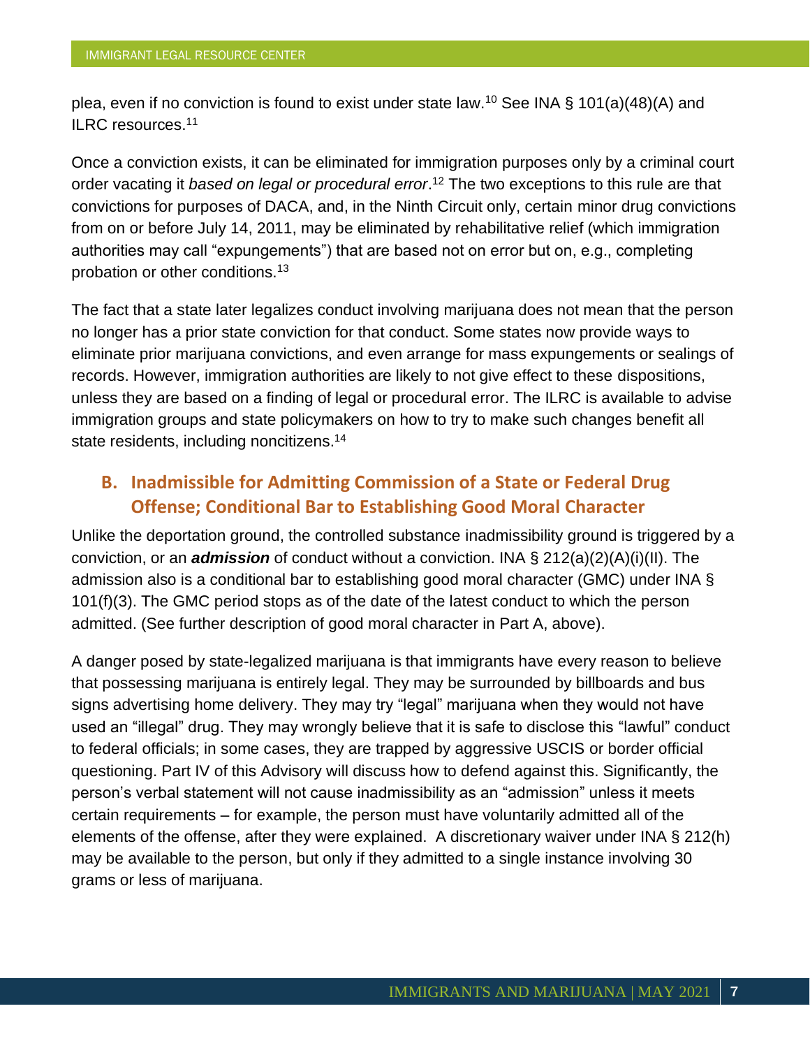plea, even if no conviction is found to exist under state law.[10] See INA § 101(a)(48)(A) and ILRC resources.[11]

Once a conviction exists, it can be eliminated for immigration purposes only by a criminal court order vacating it *based on legal or procedural error*.[12] The two exceptions to this rule are that convictions for purposes of DACA, and, in the Ninth Circuit only, certain minor drug convictions from on or before July 14, 2011, may be eliminated by rehabilitative relief (which immigration authorities may call "expungements") that are based not on error but on, e.g., completing probation or other conditions.[13]

The fact that a state later legalizes conduct involving marijuana does not mean that the person no longer has a prior state conviction for that conduct. Some states now provide ways to eliminate prior marijuana convictions, and even arrange for mass expungements or sealings of records. However, immigration authorities are likely to not give effect to these dispositions, unless they are based on a finding of legal or procedural error. The ILRC is available to advise immigration groups and state policymakers on how to try to make such changes benefit all state residents, including noncitizens.[14]

## B. Inadmissible for Admitting Commission of a State or Federal Drug Offense; Conditional Bar to Establishing Good Moral Character

Unlike the deportation ground, the controlled substance inadmissibility ground is triggered by a conviction, or an ***admission*** of conduct without a conviction. INA § 212(a)(2)(A)(i)(II). The admission also is a conditional bar to establishing good moral character (GMC) under INA § 101(f)(3). The GMC period stops as of the date of the latest conduct to which the person admitted. (See further description of good moral character in Part A, above).

A danger posed by state-legalized marijuana is that immigrants have every reason to believe that possessing marijuana is entirely legal. They may be surrounded by billboards and bus signs advertising home delivery. They may try "legal" marijuana when they would not have used an "illegal" drug. They may wrongly believe that it is safe to disclose this "lawful" conduct to federal officials; in some cases, they are trapped by aggressive USCIS or border official questioning. Part IV of this Advisory will discuss how to defend against this. Significantly, the person's verbal statement will not cause inadmissibility as an "admission" unless it meets certain requirements – for example, the person must have voluntarily admitted all of the elements of the offense, after they were explained. A discretionary waiver under INA § 212(h) may be available to the person, but only if they admitted to a single instance involving 30 grams or less of marijuana.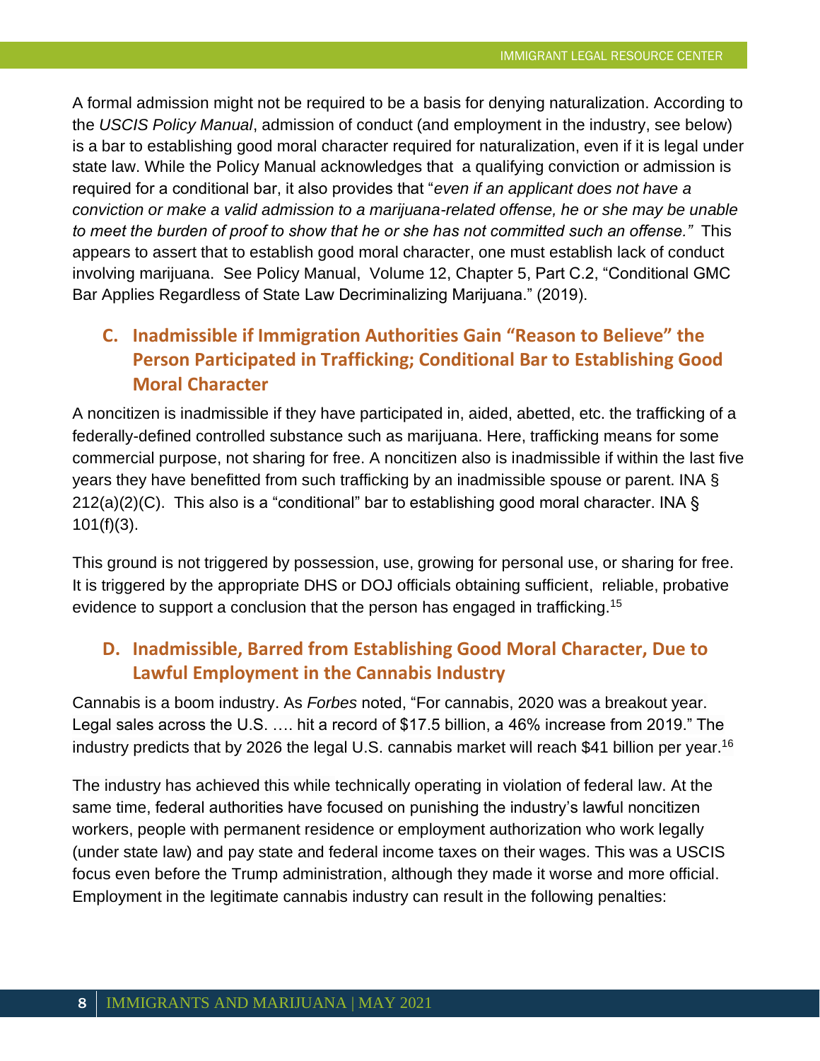A formal admission might not be required to be a basis for denying naturalization. According to the *USCIS Policy Manual*, admission of conduct (and employment in the industry, see below) is a bar to establishing good moral character required for naturalization, even if it is legal under state law. While the Policy Manual acknowledges that a qualifying conviction or admission is required for a conditional bar, it also provides that "*even if an applicant does not have a conviction or make a valid admission to a marijuana-related offense, he or she may be unable to meet the burden of proof to show that he or she has not committed such an offense.*" This appears to assert that to establish good moral character, one must establish lack of conduct involving marijuana. See Policy Manual, Volume 12, Chapter 5, Part C.2, "Conditional GMC Bar Applies Regardless of State Law Decriminalizing Marijuana." (2019).

## C. Inadmissible if Immigration Authorities Gain "Reason to Believe" the Person Participated in Trafficking; Conditional Bar to Establishing Good Moral Character

A noncitizen is inadmissible if they have participated in, aided, abetted, etc. the trafficking of a federally-defined controlled substance such as marijuana. Here, trafficking means for some commercial purpose, not sharing for free. A noncitizen also is inadmissible if within the last five years they have benefitted from such trafficking by an inadmissible spouse or parent. INA § 212(a)(2)(C). This also is a "conditional" bar to establishing good moral character. INA § 101(f)(3).

This ground is not triggered by possession, use, growing for personal use, or sharing for free. It is triggered by the appropriate DHS or DOJ officials obtaining sufficient, reliable, probative evidence to support a conclusion that the person has engaged in trafficking.[15]

## D. Inadmissible, Barred from Establishing Good Moral Character, Due to Lawful Employment in the Cannabis Industry

Cannabis is a boom industry. As *Forbes* noted, "For cannabis, 2020 was a breakout year. Legal sales across the U.S. …. hit a record of $17.5 billion, a 46% increase from 2019." The industry predicts that by 2026 the legal U.S. cannabis market will reach $41 billion per year.[16]

The industry has achieved this while technically operating in violation of federal law. At the same time, federal authorities have focused on punishing the industry's lawful noncitizen workers, people with permanent residence or employment authorization who work legally (under state law) and pay state and federal income taxes on their wages. This was a USCIS focus even before the Trump administration, although they made it worse and more official. Employment in the legitimate cannabis industry can result in the following penalties: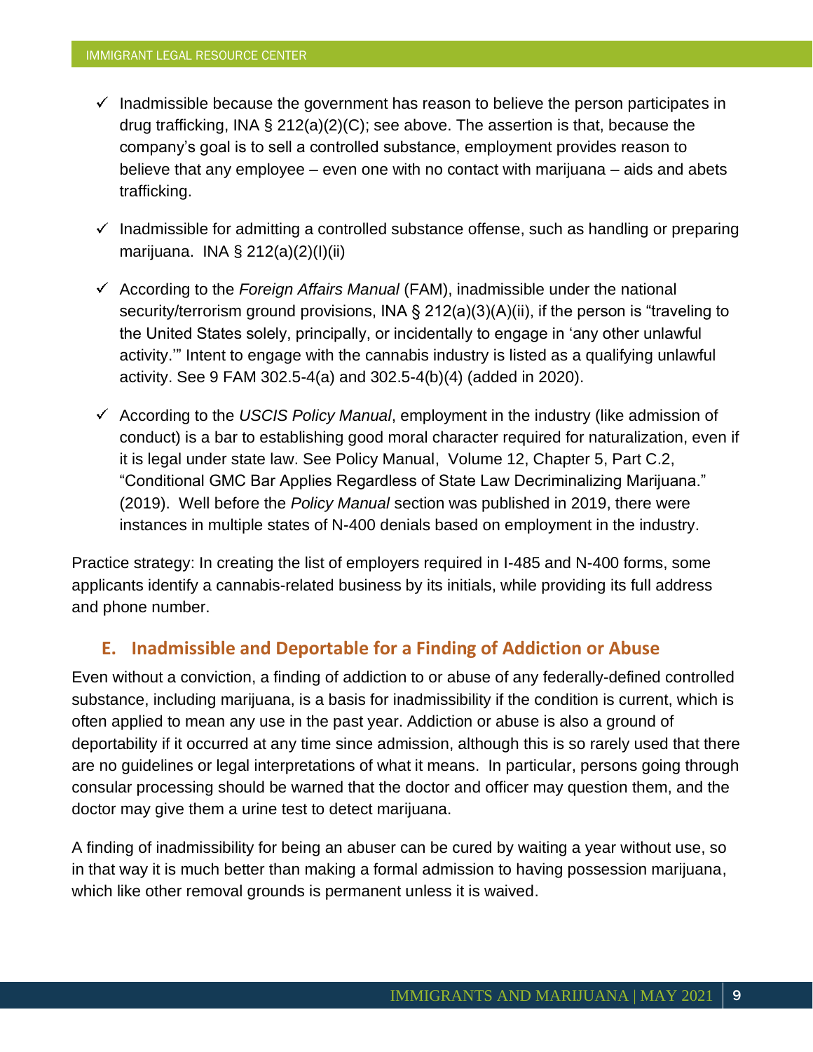- ✓ Inadmissible because the government has reason to believe the person participates in drug trafficking, INA § 212(a)(2)(C); see above. The assertion is that, because the company's goal is to sell a controlled substance, employment provides reason to believe that any employee – even one with no contact with marijuana – aids and abets trafficking.

- ✓ Inadmissible for admitting a controlled substance offense, such as handling or preparing marijuana. INA § 212(a)(2)(I)(ii)

- ✓ According to the *Foreign Affairs Manual* (FAM), inadmissible under the national security/terrorism ground provisions, INA § 212(a)(3)(A)(ii), if the person is "traveling to the United States solely, principally, or incidentally to engage in 'any other unlawful activity.'" Intent to engage with the cannabis industry is listed as a qualifying unlawful activity. See 9 FAM 302.5-4(a) and 302.5-4(b)(4) (added in 2020).

- ✓ According to the *USCIS Policy Manual*, employment in the industry (like admission of conduct) is a bar to establishing good moral character required for naturalization, even if it is legal under state law. See Policy Manual, Volume 12, Chapter 5, Part C.2, "Conditional GMC Bar Applies Regardless of State Law Decriminalizing Marijuana." (2019). Well before the *Policy Manual* section was published in 2019, there were instances in multiple states of N-400 denials based on employment in the industry.

Practice strategy: In creating the list of employers required in I-485 and N-400 forms, some applicants identify a cannabis-related business by its initials, while providing its full address and phone number.

## E. Inadmissible and Deportable for a Finding of Addiction or Abuse

Even without a conviction, a finding of addiction to or abuse of any federally-defined controlled substance, including marijuana, is a basis for inadmissibility if the condition is current, which is often applied to mean any use in the past year. Addiction or abuse is also a ground of deportability if it occurred at any time since admission, although this is so rarely used that there are no guidelines or legal interpretations of what it means. In particular, persons going through consular processing should be warned that the doctor and officer may question them, and the doctor may give them a urine test to detect marijuana.

A finding of inadmissibility for being an abuser can be cured by waiting a year without use, so in that way it is much better than making a formal admission to having possession marijuana, which like other removal grounds is permanent unless it is waived.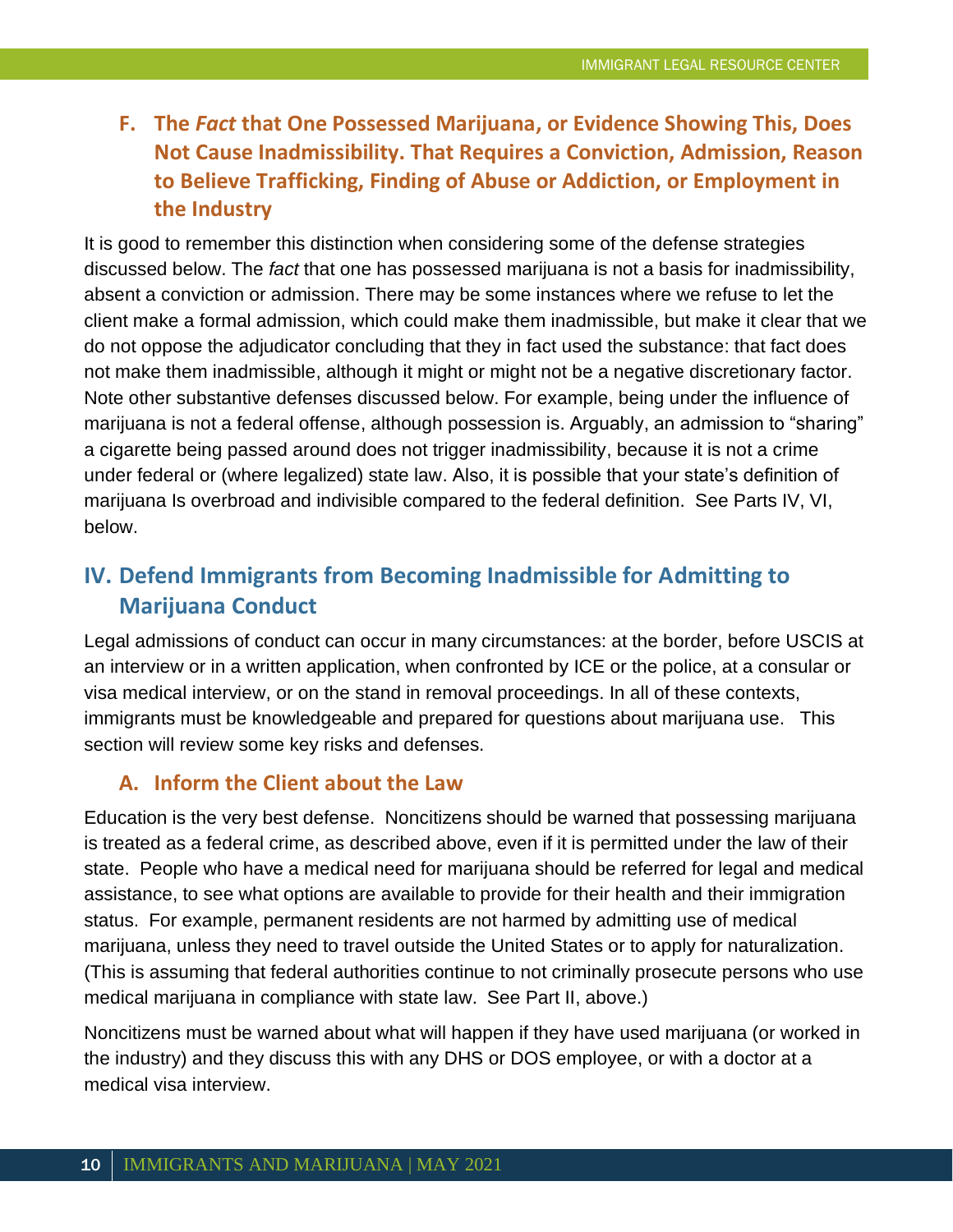### F. The *Fact* that One Possessed Marijuana, or Evidence Showing This, Does Not Cause Inadmissibility. That Requires a Conviction, Admission, Reason to Believe Trafficking, Finding of Abuse or Addiction, or Employment in the Industry

It is good to remember this distinction when considering some of the defense strategies discussed below. The *fact* that one has possessed marijuana is not a basis for inadmissibility, absent a conviction or admission. There may be some instances where we refuse to let the client make a formal admission, which could make them inadmissible, but make it clear that we do not oppose the adjudicator concluding that they in fact used the substance: that fact does not make them inadmissible, although it might or might not be a negative discretionary factor. Note other substantive defenses discussed below. For example, being under the influence of marijuana is not a federal offense, although possession is. Arguably, an admission to "sharing" a cigarette being passed around does not trigger inadmissibility, because it is not a crime under federal or (where legalized) state law. Also, it is possible that your state's definition of marijuana Is overbroad and indivisible compared to the federal definition. See Parts IV, VI, below.

## IV. Defend Immigrants from Becoming Inadmissible for Admitting to Marijuana Conduct

Legal admissions of conduct can occur in many circumstances: at the border, before USCIS at an interview or in a written application, when confronted by ICE or the police, at a consular or visa medical interview, or on the stand in removal proceedings. In all of these contexts, immigrants must be knowledgeable and prepared for questions about marijuana use. This section will review some key risks and defenses.

### A. Inform the Client about the Law

Education is the very best defense. Noncitizens should be warned that possessing marijuana is treated as a federal crime, as described above, even if it is permitted under the law of their state. People who have a medical need for marijuana should be referred for legal and medical assistance, to see what options are available to provide for their health and their immigration status. For example, permanent residents are not harmed by admitting use of medical marijuana, unless they need to travel outside the United States or to apply for naturalization. (This is assuming that federal authorities continue to not criminally prosecute persons who use medical marijuana in compliance with state law. See Part II, above.)

Noncitizens must be warned about what will happen if they have used marijuana (or worked in the industry) and they discuss this with any DHS or DOS employee, or with a doctor at a medical visa interview.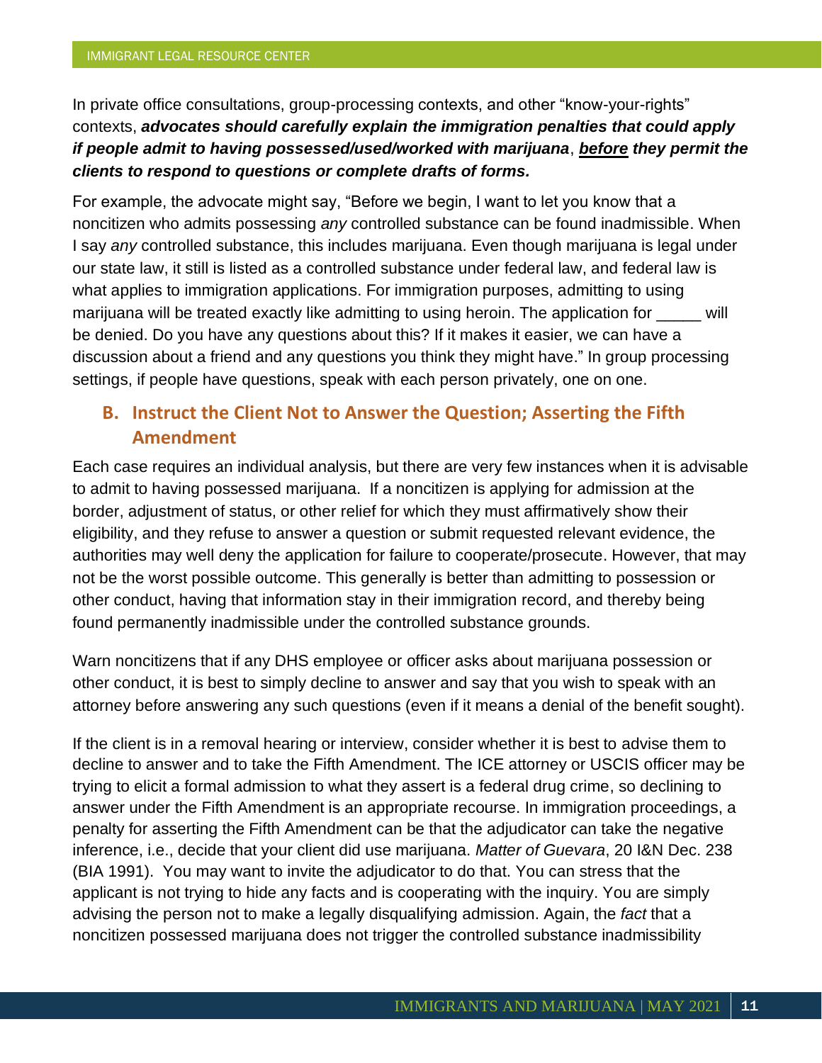In private office consultations, group-processing contexts, and other "know-your-rights" contexts, ***advocates should carefully explain the immigration penalties that could apply if people admit to having possessed/used/worked with marijuana***, ***<u>before</u> they permit the clients to respond to questions or complete drafts of forms.***

For example, the advocate might say, "Before we begin, I want to let you know that a noncitizen who admits possessing *any* controlled substance can be found inadmissible. When I say *any* controlled substance, this includes marijuana. Even though marijuana is legal under our state law, it still is listed as a controlled substance under federal law, and federal law is what applies to immigration applications. For immigration purposes, admitting to using marijuana will be treated exactly like admitting to using heroin. The application for _____ will be denied. Do you have any questions about this? If it makes it easier, we can have a discussion about a friend and any questions you think they might have." In group processing settings, if people have questions, speak with each person privately, one on one.

## B. Instruct the Client Not to Answer the Question; Asserting the Fifth Amendment

Each case requires an individual analysis, but there are very few instances when it is advisable to admit to having possessed marijuana. If a noncitizen is applying for admission at the border, adjustment of status, or other relief for which they must affirmatively show their eligibility, and they refuse to answer a question or submit requested relevant evidence, the authorities may well deny the application for failure to cooperate/prosecute. However, that may not be the worst possible outcome. This generally is better than admitting to possession or other conduct, having that information stay in their immigration record, and thereby being found permanently inadmissible under the controlled substance grounds.

Warn noncitizens that if any DHS employee or officer asks about marijuana possession or other conduct, it is best to simply decline to answer and say that you wish to speak with an attorney before answering any such questions (even if it means a denial of the benefit sought).

If the client is in a removal hearing or interview, consider whether it is best to advise them to decline to answer and to take the Fifth Amendment. The ICE attorney or USCIS officer may be trying to elicit a formal admission to what they assert is a federal drug crime, so declining to answer under the Fifth Amendment is an appropriate recourse. In immigration proceedings, a penalty for asserting the Fifth Amendment can be that the adjudicator can take the negative inference, i.e., decide that your client did use marijuana. *Matter of Guevara*, 20 I&N Dec. 238 (BIA 1991). You may want to invite the adjudicator to do that. You can stress that the applicant is not trying to hide any facts and is cooperating with the inquiry. You are simply advising the person not to make a legally disqualifying admission. Again, the *fact* that a noncitizen possessed marijuana does not trigger the controlled substance inadmissibility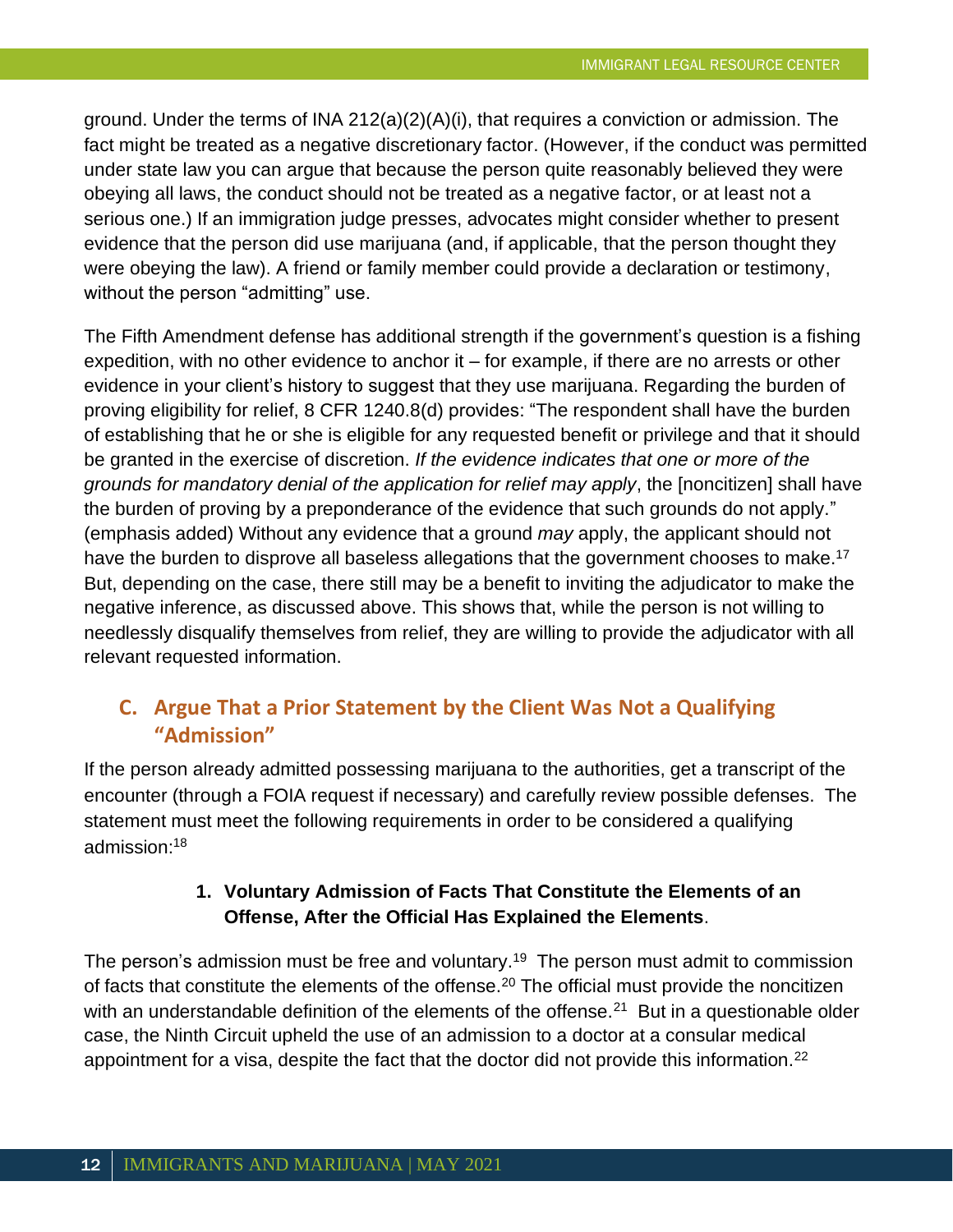ground. Under the terms of INA 212(a)(2)(A)(i), that requires a conviction or admission. The fact might be treated as a negative discretionary factor. (However, if the conduct was permitted under state law you can argue that because the person quite reasonably believed they were obeying all laws, the conduct should not be treated as a negative factor, or at least not a serious one.) If an immigration judge presses, advocates might consider whether to present evidence that the person did use marijuana (and, if applicable, that the person thought they were obeying the law). A friend or family member could provide a declaration or testimony, without the person "admitting" use.

The Fifth Amendment defense has additional strength if the government's question is a fishing expedition, with no other evidence to anchor it – for example, if there are no arrests or other evidence in your client's history to suggest that they use marijuana. Regarding the burden of proving eligibility for relief, 8 CFR 1240.8(d) provides: "The respondent shall have the burden of establishing that he or she is eligible for any requested benefit or privilege and that it should be granted in the exercise of discretion. *If the evidence indicates that one or more of the grounds for mandatory denial of the application for relief may apply*, the [noncitizen] shall have the burden of proving by a preponderance of the evidence that such grounds do not apply." (emphasis added) Without any evidence that a ground *may* apply, the applicant should not have the burden to disprove all baseless allegations that the government chooses to make.[17] But, depending on the case, there still may be a benefit to inviting the adjudicator to make the negative inference, as discussed above. This shows that, while the person is not willing to needlessly disqualify themselves from relief, they are willing to provide the adjudicator with all relevant requested information.

## C. Argue That a Prior Statement by the Client Was Not a Qualifying "Admission"

If the person already admitted possessing marijuana to the authorities, get a transcript of the encounter (through a FOIA request if necessary) and carefully review possible defenses. The statement must meet the following requirements in order to be considered a qualifying admission:[18]

### 1. Voluntary Admission of Facts That Constitute the Elements of an Offense, After the Official Has Explained the Elements.

The person's admission must be free and voluntary.[19] The person must admit to commission of facts that constitute the elements of the offense.[20] The official must provide the noncitizen with an understandable definition of the elements of the offense.[21] But in a questionable older case, the Ninth Circuit upheld the use of an admission to a doctor at a consular medical appointment for a visa, despite the fact that the doctor did not provide this information.[22]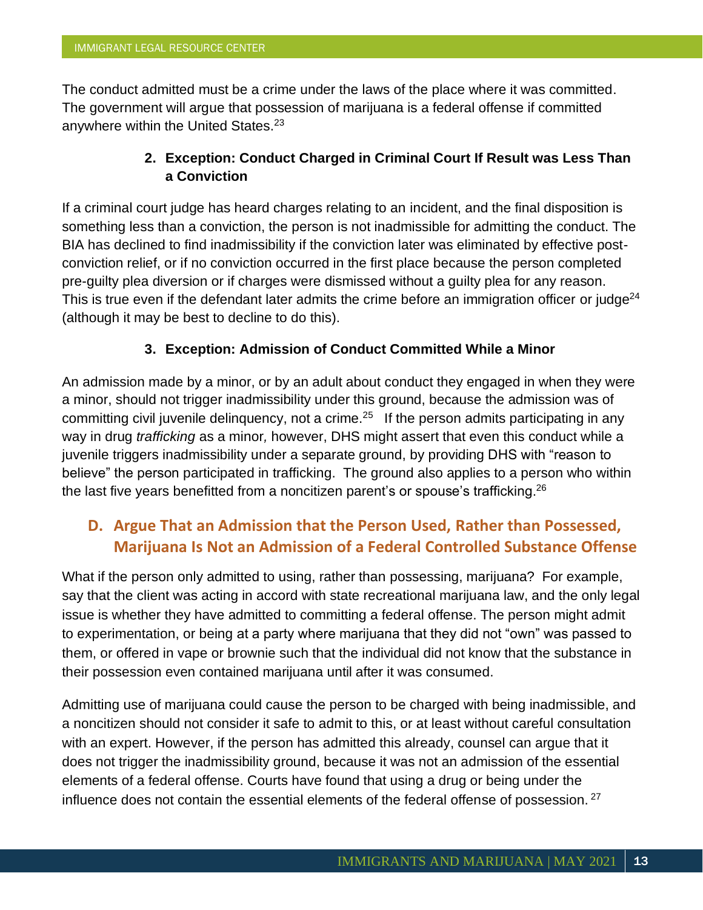The conduct admitted must be a crime under the laws of the place where it was committed. The government will argue that possession of marijuana is a federal offense if committed anywhere within the United States.[23]

#### 2. Exception: Conduct Charged in Criminal Court If Result was Less Than a Conviction

If a criminal court judge has heard charges relating to an incident, and the final disposition is something less than a conviction, the person is not inadmissible for admitting the conduct. The BIA has declined to find inadmissibility if the conviction later was eliminated by effective post-conviction relief, or if no conviction occurred in the first place because the person completed pre-guilty plea diversion or if charges were dismissed without a guilty plea for any reason. This is true even if the defendant later admits the crime before an immigration officer or judge[24] (although it may be best to decline to do this).

#### 3. Exception: Admission of Conduct Committed While a Minor

An admission made by a minor, or by an adult about conduct they engaged in when they were a minor, should not trigger inadmissibility under this ground, because the admission was of committing civil juvenile delinquency, not a crime.[25] If the person admits participating in any way in drug *trafficking* as a minor, however, DHS might assert that even this conduct while a juvenile triggers inadmissibility under a separate ground, by providing DHS with "reason to believe" the person participated in trafficking. The ground also applies to a person who within the last five years benefitted from a noncitizen parent's or spouse's trafficking.[26]

### D. Argue That an Admission that the Person Used, Rather than Possessed, Marijuana Is Not an Admission of a Federal Controlled Substance Offense

What if the person only admitted to using, rather than possessing, marijuana? For example, say that the client was acting in accord with state recreational marijuana law, and the only legal issue is whether they have admitted to committing a federal offense. The person might admit to experimentation, or being at a party where marijuana that they did not "own" was passed to them, or offered in vape or brownie such that the individual did not know that the substance in their possession even contained marijuana until after it was consumed.

Admitting use of marijuana could cause the person to be charged with being inadmissible, and a noncitizen should not consider it safe to admit to this, or at least without careful consultation with an expert. However, if the person has admitted this already, counsel can argue that it does not trigger the inadmissibility ground, because it was not an admission of the essential elements of a federal offense. Courts have found that using a drug or being under the influence does not contain the essential elements of the federal offense of possession.[27]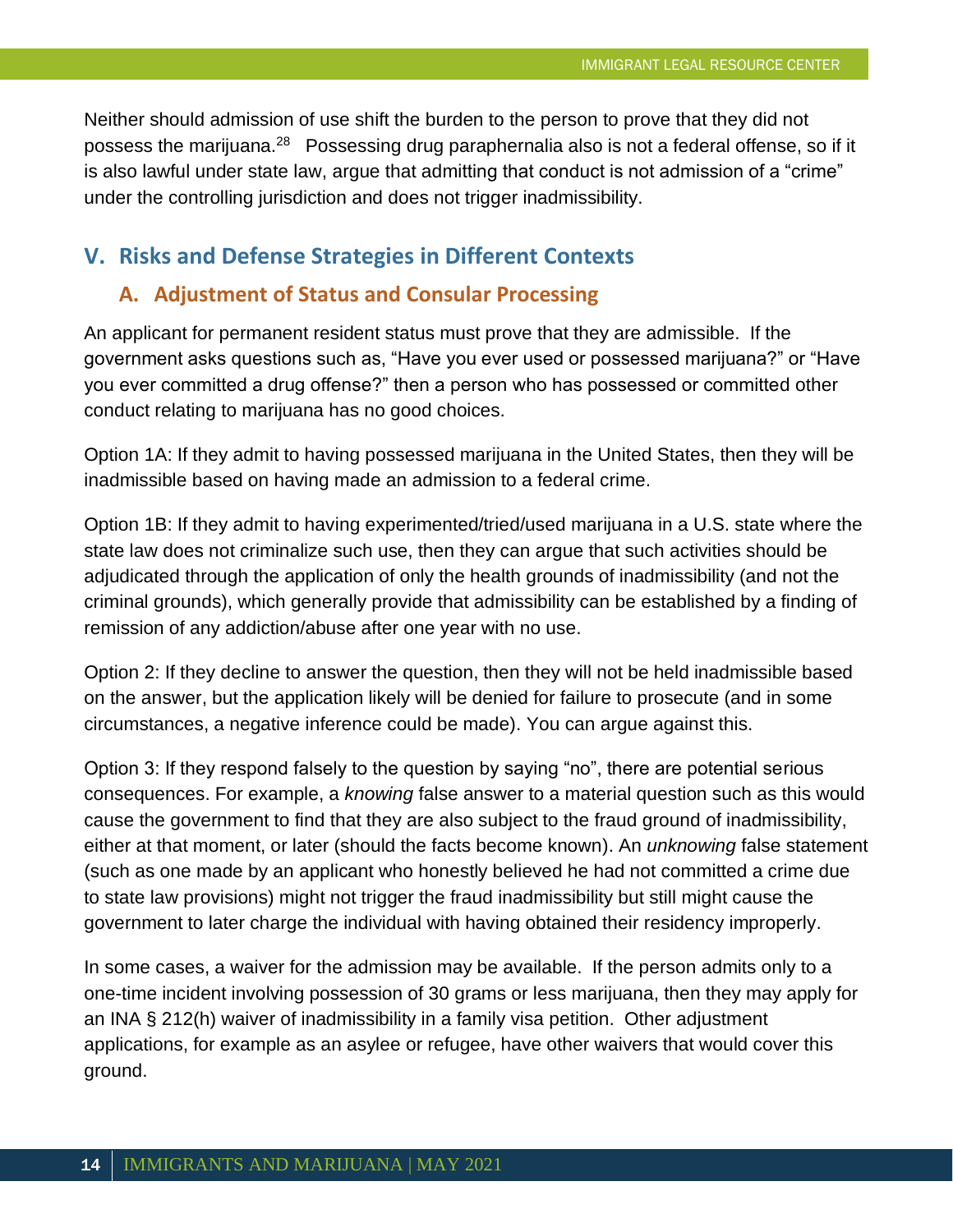Neither should admission of use shift the burden to the person to prove that they did not possess the marijuana.[28] Possessing drug paraphernalia also is not a federal offense, so if it is also lawful under state law, argue that admitting that conduct is not admission of a "crime" under the controlling jurisdiction and does not trigger inadmissibility.

## V. Risks and Defense Strategies in Different Contexts

### A. Adjustment of Status and Consular Processing

An applicant for permanent resident status must prove that they are admissible. If the government asks questions such as, "Have you ever used or possessed marijuana?" or "Have you ever committed a drug offense?" then a person who has possessed or committed other conduct relating to marijuana has no good choices.

Option 1A: If they admit to having possessed marijuana in the United States, then they will be inadmissible based on having made an admission to a federal crime.

Option 1B: If they admit to having experimented/tried/used marijuana in a U.S. state where the state law does not criminalize such use, then they can argue that such activities should be adjudicated through the application of only the health grounds of inadmissibility (and not the criminal grounds), which generally provide that admissibility can be established by a finding of remission of any addiction/abuse after one year with no use.

Option 2: If they decline to answer the question, then they will not be held inadmissible based on the answer, but the application likely will be denied for failure to prosecute (and in some circumstances, a negative inference could be made). You can argue against this.

Option 3: If they respond falsely to the question by saying "no", there are potential serious consequences. For example, a *knowing* false answer to a material question such as this would cause the government to find that they are also subject to the fraud ground of inadmissibility, either at that moment, or later (should the facts become known). An *unknowing* false statement (such as one made by an applicant who honestly believed he had not committed a crime due to state law provisions) might not trigger the fraud inadmissibility but still might cause the government to later charge the individual with having obtained their residency improperly.

In some cases, a waiver for the admission may be available. If the person admits only to a one-time incident involving possession of 30 grams or less marijuana, then they may apply for an INA § 212(h) waiver of inadmissibility in a family visa petition. Other adjustment applications, for example as an asylee or refugee, have other waivers that would cover this ground.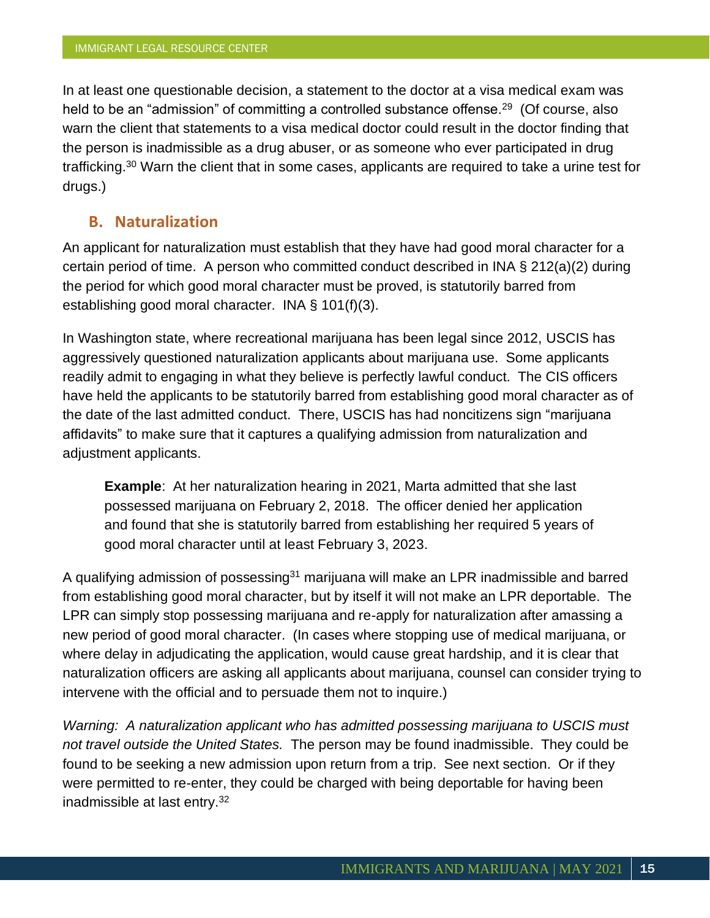In at least one questionable decision, a statement to the doctor at a visa medical exam was held to be an "admission" of committing a controlled substance offense.[29] (Of course, also warn the client that statements to a visa medical doctor could result in the doctor finding that the person is inadmissible as a drug abuser, or as someone who ever participated in drug trafficking.[30] Warn the client that in some cases, applicants are required to take a urine test for drugs.)

## B. Naturalization

An applicant for naturalization must establish that they have had good moral character for a certain period of time. A person who committed conduct described in INA § 212(a)(2) during the period for which good moral character must be proved, is statutorily barred from establishing good moral character. INA § 101(f)(3).

In Washington state, where recreational marijuana has been legal since 2012, USCIS has aggressively questioned naturalization applicants about marijuana use. Some applicants readily admit to engaging in what they believe is perfectly lawful conduct. The CIS officers have held the applicants to be statutorily barred from establishing good moral character as of the date of the last admitted conduct. There, USCIS has had noncitizens sign "marijuana affidavits" to make sure that it captures a qualifying admission from naturalization and adjustment applicants.

> **Example**: At her naturalization hearing in 2021, Marta admitted that she last possessed marijuana on February 2, 2018. The officer denied her application and found that she is statutorily barred from establishing her required 5 years of good moral character until at least February 3, 2023.

A qualifying admission of possessing[31] marijuana will make an LPR inadmissible and barred from establishing good moral character, but by itself it will not make an LPR deportable. The LPR can simply stop possessing marijuana and re-apply for naturalization after amassing a new period of good moral character. (In cases where stopping use of medical marijuana, or where delay in adjudicating the application, would cause great hardship, and it is clear that naturalization officers are asking all applicants about marijuana, counsel can consider trying to intervene with the official and to persuade them not to inquire.)

*Warning: A naturalization applicant who has admitted possessing marijuana to USCIS must not travel outside the United States.* The person may be found inadmissible. They could be found to be seeking a new admission upon return from a trip. See next section. Or if they were permitted to re-enter, they could be charged with being deportable for having been inadmissible at last entry.[32]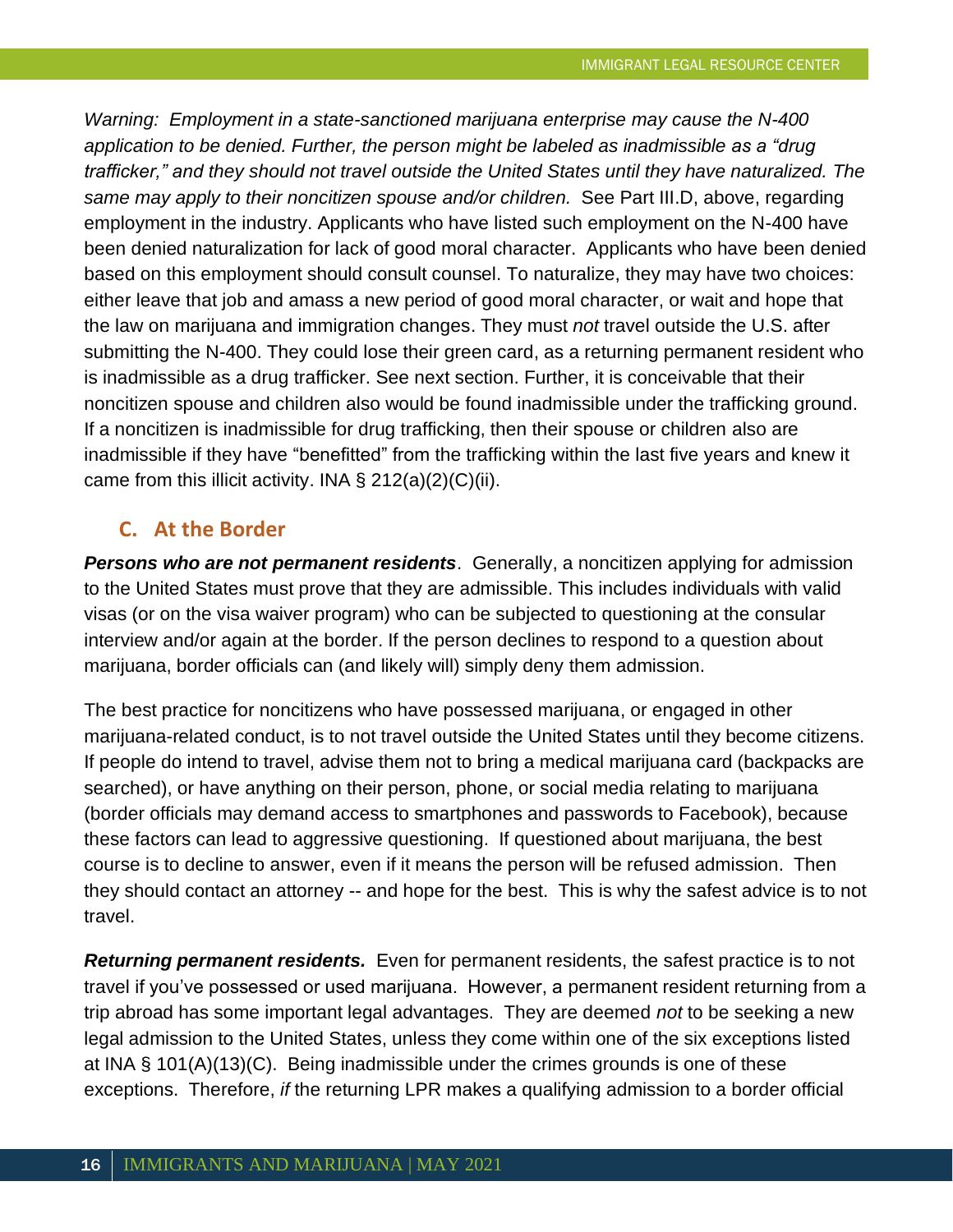*Warning: Employment in a state-sanctioned marijuana enterprise may cause the N-400 application to be denied. Further, the person might be labeled as inadmissible as a "drug trafficker," and they should not travel outside the United States until they have naturalized. The same may apply to their noncitizen spouse and/or children.* See Part III.D, above, regarding employment in the industry. Applicants who have listed such employment on the N-400 have been denied naturalization for lack of good moral character. Applicants who have been denied based on this employment should consult counsel. To naturalize, they may have two choices: either leave that job and amass a new period of good moral character, or wait and hope that the law on marijuana and immigration changes. They must *not* travel outside the U.S. after submitting the N-400. They could lose their green card, as a returning permanent resident who is inadmissible as a drug trafficker. See next section. Further, it is conceivable that their noncitizen spouse and children also would be found inadmissible under the trafficking ground. If a noncitizen is inadmissible for drug trafficking, then their spouse or children also are inadmissible if they have "benefitted" from the trafficking within the last five years and knew it came from this illicit activity. INA § 212(a)(2)(C)(ii).

## C. At the Border

***Persons who are not permanent residents***. Generally, a noncitizen applying for admission to the United States must prove that they are admissible. This includes individuals with valid visas (or on the visa waiver program) who can be subjected to questioning at the consular interview and/or again at the border. If the person declines to respond to a question about marijuana, border officials can (and likely will) simply deny them admission.

The best practice for noncitizens who have possessed marijuana, or engaged in other marijuana-related conduct, is to not travel outside the United States until they become citizens. If people do intend to travel, advise them not to bring a medical marijuana card (backpacks are searched), or have anything on their person, phone, or social media relating to marijuana (border officials may demand access to smartphones and passwords to Facebook), because these factors can lead to aggressive questioning. If questioned about marijuana, the best course is to decline to answer, even if it means the person will be refused admission. Then they should contact an attorney -- and hope for the best. This is why the safest advice is to not travel.

***Returning permanent residents.*** Even for permanent residents, the safest practice is to not travel if you've possessed or used marijuana. However, a permanent resident returning from a trip abroad has some important legal advantages. They are deemed *not* to be seeking a new legal admission to the United States, unless they come within one of the six exceptions listed at INA § 101(A)(13)(C). Being inadmissible under the crimes grounds is one of these exceptions. Therefore, *if* the returning LPR makes a qualifying admission to a border official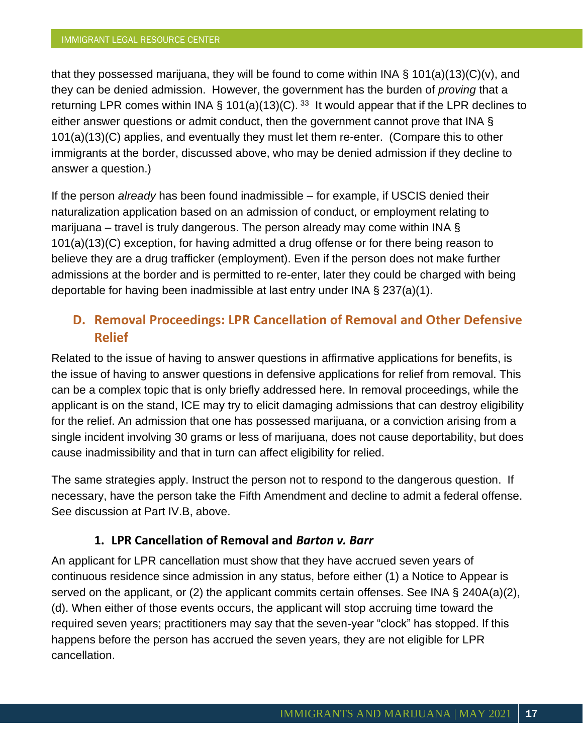that they possessed marijuana, they will be found to come within INA § 101(a)(13)(C)(v), and they can be denied admission. However, the government has the burden of *proving* that a returning LPR comes within INA § 101(a)(13)(C).[33] It would appear that if the LPR declines to either answer questions or admit conduct, then the government cannot prove that INA § 101(a)(13)(C) applies, and eventually they must let them re-enter. (Compare this to other immigrants at the border, discussed above, who may be denied admission if they decline to answer a question.)

If the person *already* has been found inadmissible – for example, if USCIS denied their naturalization application based on an admission of conduct, or employment relating to marijuana – travel is truly dangerous. The person already may come within INA § 101(a)(13)(C) exception, for having admitted a drug offense or for there being reason to believe they are a drug trafficker (employment). Even if the person does not make further admissions at the border and is permitted to re-enter, later they could be charged with being deportable for having been inadmissible at last entry under INA § 237(a)(1).

## D. Removal Proceedings: LPR Cancellation of Removal and Other Defensive Relief

Related to the issue of having to answer questions in affirmative applications for benefits, is the issue of having to answer questions in defensive applications for relief from removal. This can be a complex topic that is only briefly addressed here. In removal proceedings, while the applicant is on the stand, ICE may try to elicit damaging admissions that can destroy eligibility for the relief. An admission that one has possessed marijuana, or a conviction arising from a single incident involving 30 grams or less of marijuana, does not cause deportability, but does cause inadmissibility and that in turn can affect eligibility for relied.

The same strategies apply. Instruct the person not to respond to the dangerous question. If necessary, have the person take the Fifth Amendment and decline to admit a federal offense. See discussion at Part IV.B, above.

### 1. LPR Cancellation of Removal and *Barton v. Barr*

An applicant for LPR cancellation must show that they have accrued seven years of continuous residence since admission in any status, before either (1) a Notice to Appear is served on the applicant, or (2) the applicant commits certain offenses. See INA § 240A(a)(2), (d). When either of those events occurs, the applicant will stop accruing time toward the required seven years; practitioners may say that the seven-year "clock" has stopped. If this happens before the person has accrued the seven years, they are not eligible for LPR cancellation.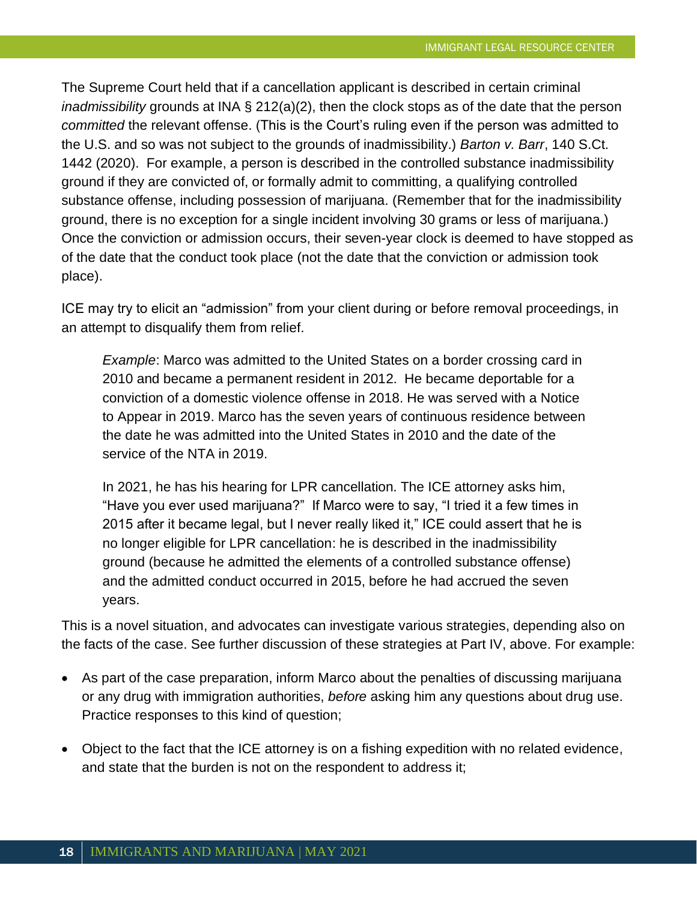The Supreme Court held that if a cancellation applicant is described in certain criminal *inadmissibility* grounds at INA § 212(a)(2), then the clock stops as of the date that the person *committed* the relevant offense. (This is the Court's ruling even if the person was admitted to the U.S. and so was not subject to the grounds of inadmissibility.) *Barton v. Barr*, 140 S.Ct. 1442 (2020). For example, a person is described in the controlled substance inadmissibility ground if they are convicted of, or formally admit to committing, a qualifying controlled substance offense, including possession of marijuana. (Remember that for the inadmissibility ground, there is no exception for a single incident involving 30 grams or less of marijuana.) Once the conviction or admission occurs, their seven-year clock is deemed to have stopped as of the date that the conduct took place (not the date that the conviction or admission took place).

ICE may try to elicit an "admission" from your client during or before removal proceedings, in an attempt to disqualify them from relief.

> *Example*: Marco was admitted to the United States on a border crossing card in 2010 and became a permanent resident in 2012. He became deportable for a conviction of a domestic violence offense in 2018. He was served with a Notice to Appear in 2019. Marco has the seven years of continuous residence between the date he was admitted into the United States in 2010 and the date of the service of the NTA in 2019.
>
> In 2021, he has his hearing for LPR cancellation. The ICE attorney asks him, "Have you ever used marijuana?" If Marco were to say, "I tried it a few times in 2015 after it became legal, but I never really liked it," ICE could assert that he is no longer eligible for LPR cancellation: he is described in the inadmissibility ground (because he admitted the elements of a controlled substance offense) and the admitted conduct occurred in 2015, before he had accrued the seven years.

This is a novel situation, and advocates can investigate various strategies, depending also on the facts of the case. See further discussion of these strategies at Part IV, above. For example:

- As part of the case preparation, inform Marco about the penalties of discussing marijuana or any drug with immigration authorities, *before* asking him any questions about drug use. Practice responses to this kind of question;
- Object to the fact that the ICE attorney is on a fishing expedition with no related evidence, and state that the burden is not on the respondent to address it;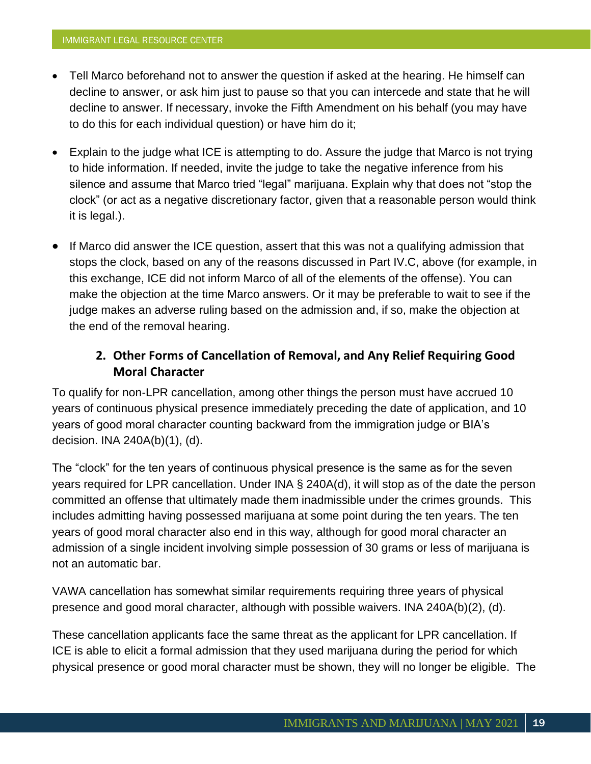- Tell Marco beforehand not to answer the question if asked at the hearing. He himself can decline to answer, or ask him just to pause so that you can intercede and state that he will decline to answer. If necessary, invoke the Fifth Amendment on his behalf (you may have to do this for each individual question) or have him do it;

- Explain to the judge what ICE is attempting to do. Assure the judge that Marco is not trying to hide information. If needed, invite the judge to take the negative inference from his silence and assume that Marco tried "legal" marijuana. Explain why that does not "stop the clock" (or act as a negative discretionary factor, given that a reasonable person would think it is legal.).

- If Marco did answer the ICE question, assert that this was not a qualifying admission that stops the clock, based on any of the reasons discussed in Part IV.C, above (for example, in this exchange, ICE did not inform Marco of all of the elements of the offense). You can make the objection at the time Marco answers. Or it may be preferable to wait to see if the judge makes an adverse ruling based on the admission and, if so, make the objection at the end of the removal hearing.

### 2. Other Forms of Cancellation of Removal, and Any Relief Requiring Good Moral Character

To qualify for non-LPR cancellation, among other things the person must have accrued 10 years of continuous physical presence immediately preceding the date of application, and 10 years of good moral character counting backward from the immigration judge or BIA's decision. INA 240A(b)(1), (d).

The "clock" for the ten years of continuous physical presence is the same as for the seven years required for LPR cancellation. Under INA § 240A(d), it will stop as of the date the person committed an offense that ultimately made them inadmissible under the crimes grounds. This includes admitting having possessed marijuana at some point during the ten years. The ten years of good moral character also end in this way, although for good moral character an admission of a single incident involving simple possession of 30 grams or less of marijuana is not an automatic bar.

VAWA cancellation has somewhat similar requirements requiring three years of physical presence and good moral character, although with possible waivers. INA 240A(b)(2), (d).

These cancellation applicants face the same threat as the applicant for LPR cancellation. If ICE is able to elicit a formal admission that they used marijuana during the period for which physical presence or good moral character must be shown, they will no longer be eligible. The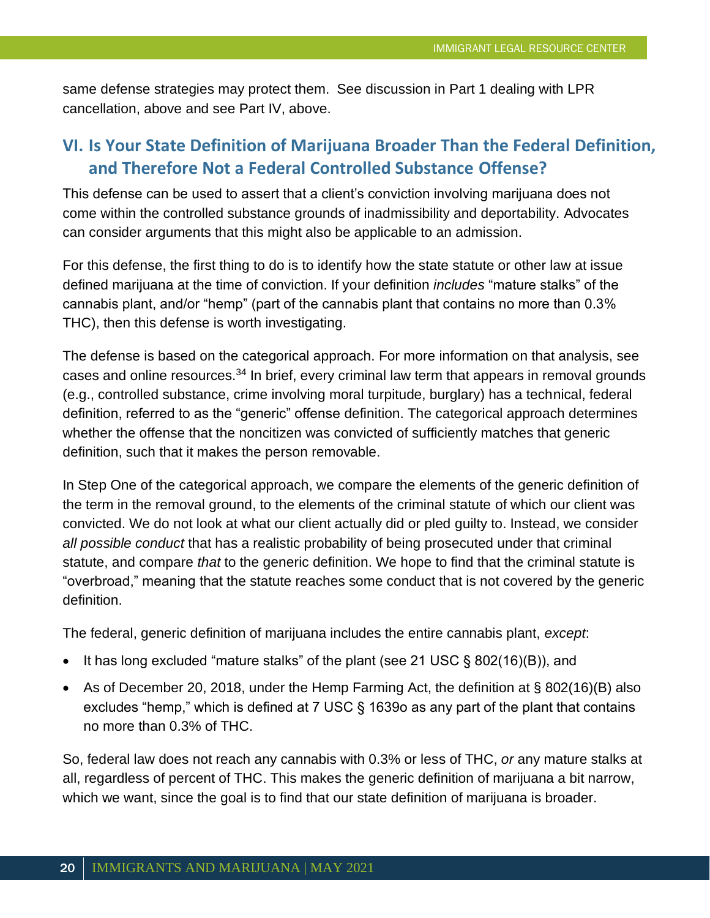same defense strategies may protect them. See discussion in Part 1 dealing with LPR cancellation, above and see Part IV, above.

## VI. Is Your State Definition of Marijuana Broader Than the Federal Definition, and Therefore Not a Federal Controlled Substance Offense?

This defense can be used to assert that a client's conviction involving marijuana does not come within the controlled substance grounds of inadmissibility and deportability. Advocates can consider arguments that this might also be applicable to an admission.

For this defense, the first thing to do is to identify how the state statute or other law at issue defined marijuana at the time of conviction. If your definition *includes* "mature stalks" of the cannabis plant, and/or "hemp" (part of the cannabis plant that contains no more than 0.3% THC), then this defense is worth investigating.

The defense is based on the categorical approach. For more information on that analysis, see cases and online resources.[34] In brief, every criminal law term that appears in removal grounds (e.g., controlled substance, crime involving moral turpitude, burglary) has a technical, federal definition, referred to as the "generic" offense definition. The categorical approach determines whether the offense that the noncitizen was convicted of sufficiently matches that generic definition, such that it makes the person removable.

In Step One of the categorical approach, we compare the elements of the generic definition of the term in the removal ground, to the elements of the criminal statute of which our client was convicted. We do not look at what our client actually did or pled guilty to. Instead, we consider *all possible conduct* that has a realistic probability of being prosecuted under that criminal statute, and compare *that* to the generic definition. We hope to find that the criminal statute is "overbroad," meaning that the statute reaches some conduct that is not covered by the generic definition.

The federal, generic definition of marijuana includes the entire cannabis plant, *except*:

- It has long excluded "mature stalks" of the plant (see 21 USC § 802(16)(B)), and
- As of December 20, 2018, under the Hemp Farming Act, the definition at § 802(16)(B) also excludes "hemp," which is defined at 7 USC § 1639o as any part of the plant that contains no more than 0.3% of THC.

So, federal law does not reach any cannabis with 0.3% or less of THC, *or* any mature stalks at all, regardless of percent of THC. This makes the generic definition of marijuana a bit narrow, which we want, since the goal is to find that our state definition of marijuana is broader.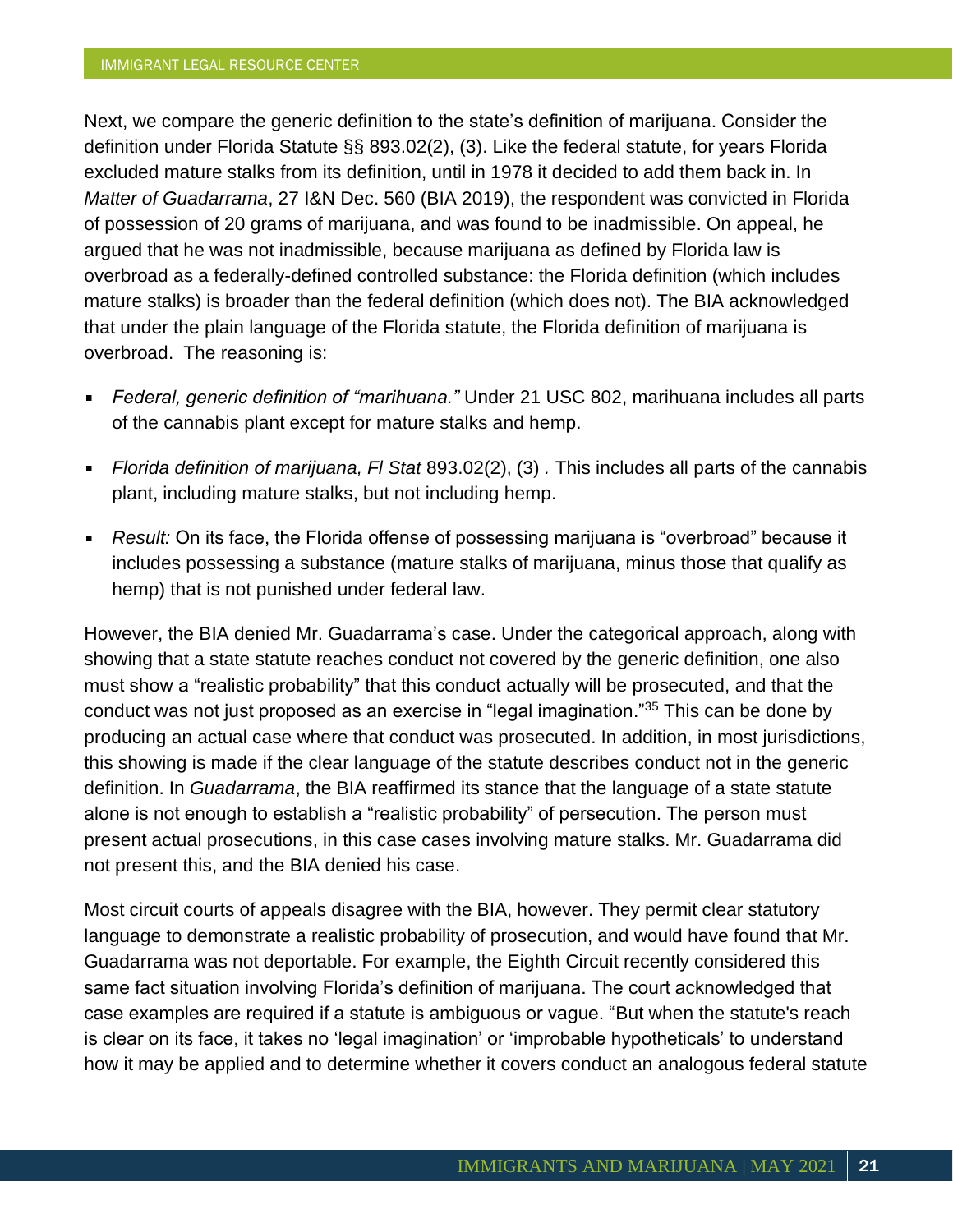Next, we compare the generic definition to the state's definition of marijuana. Consider the definition under Florida Statute §§ 893.02(2), (3). Like the federal statute, for years Florida excluded mature stalks from its definition, until in 1978 it decided to add them back in. In *Matter of Guadarrama*, 27 I&N Dec. 560 (BIA 2019), the respondent was convicted in Florida of possession of 20 grams of marijuana, and was found to be inadmissible. On appeal, he argued that he was not inadmissible, because marijuana as defined by Florida law is overbroad as a federally-defined controlled substance: the Florida definition (which includes mature stalks) is broader than the federal definition (which does not). The BIA acknowledged that under the plain language of the Florida statute, the Florida definition of marijuana is overbroad. The reasoning is:

- *Federal, generic definition of "marihuana."* Under 21 USC 802, marihuana includes all parts of the cannabis plant except for mature stalks and hemp.
- *Florida definition of marijuana, Fl Stat* 893.02(2), (3) . This includes all parts of the cannabis plant, including mature stalks, but not including hemp.
- *Result:* On its face, the Florida offense of possessing marijuana is "overbroad" because it includes possessing a substance (mature stalks of marijuana, minus those that qualify as hemp) that is not punished under federal law.

However, the BIA denied Mr. Guadarrama's case. Under the categorical approach, along with showing that a state statute reaches conduct not covered by the generic definition, one also must show a "realistic probability" that this conduct actually will be prosecuted, and that the conduct was not just proposed as an exercise in "legal imagination."[35] This can be done by producing an actual case where that conduct was prosecuted. In addition, in most jurisdictions, this showing is made if the clear language of the statute describes conduct not in the generic definition. In *Guadarrama*, the BIA reaffirmed its stance that the language of a state statute alone is not enough to establish a "realistic probability" of persecution. The person must present actual prosecutions, in this case cases involving mature stalks. Mr. Guadarrama did not present this, and the BIA denied his case.

Most circuit courts of appeals disagree with the BIA, however. They permit clear statutory language to demonstrate a realistic probability of prosecution, and would have found that Mr. Guadarrama was not deportable. For example, the Eighth Circuit recently considered this same fact situation involving Florida's definition of marijuana. The court acknowledged that case examples are required if a statute is ambiguous or vague. "But when the statute's reach is clear on its face, it takes no 'legal imagination' or 'improbable hypotheticals' to understand how it may be applied and to determine whether it covers conduct an analogous federal statute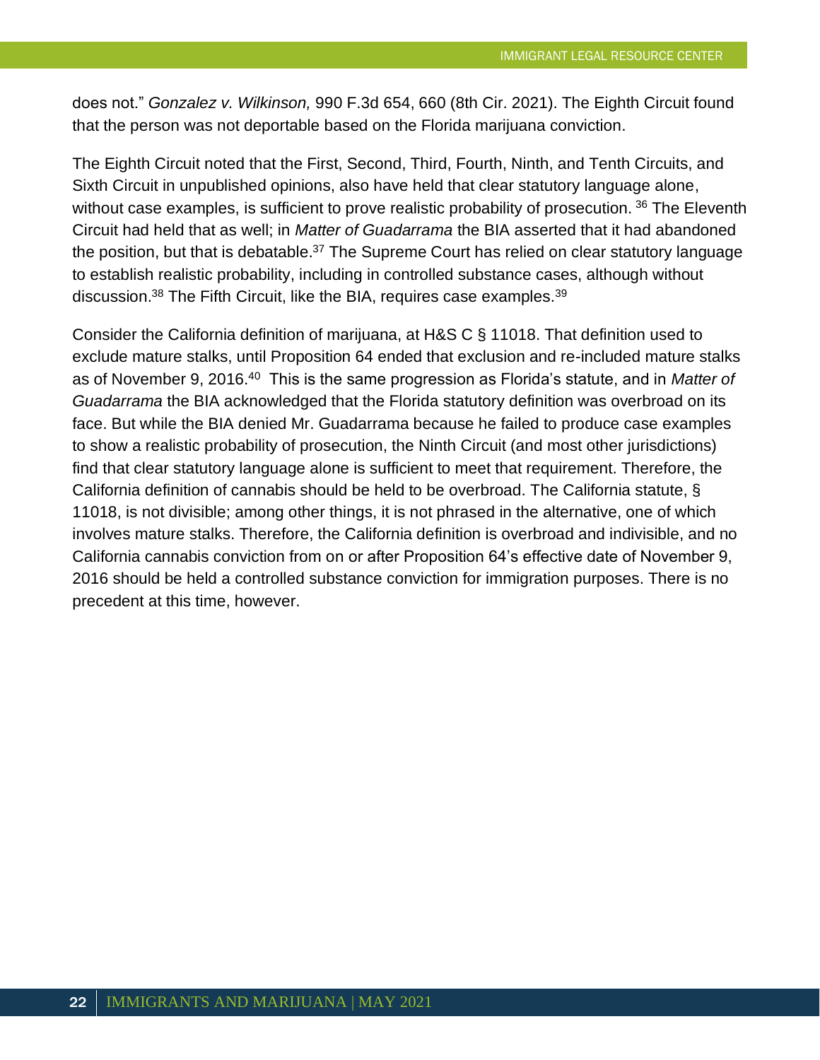does not." *Gonzalez v. Wilkinson,* 990 F.3d 654, 660 (8th Cir. 2021). The Eighth Circuit found that the person was not deportable based on the Florida marijuana conviction.

The Eighth Circuit noted that the First, Second, Third, Fourth, Ninth, and Tenth Circuits, and Sixth Circuit in unpublished opinions, also have held that clear statutory language alone, without case examples, is sufficient to prove realistic probability of prosecution. [36] The Eleventh Circuit had held that as well; in *Matter of Guadarrama* the BIA asserted that it had abandoned the position, but that is debatable.[37] The Supreme Court has relied on clear statutory language to establish realistic probability, including in controlled substance cases, although without discussion.[38] The Fifth Circuit, like the BIA, requires case examples.[39]

Consider the California definition of marijuana, at H&S C § 11018. That definition used to exclude mature stalks, until Proposition 64 ended that exclusion and re-included mature stalks as of November 9, 2016.[40] This is the same progression as Florida's statute, and in *Matter of Guadarrama* the BIA acknowledged that the Florida statutory definition was overbroad on its face. But while the BIA denied Mr. Guadarrama because he failed to produce case examples to show a realistic probability of prosecution, the Ninth Circuit (and most other jurisdictions) find that clear statutory language alone is sufficient to meet that requirement. Therefore, the California definition of cannabis should be held to be overbroad. The California statute, § 11018, is not divisible; among other things, it is not phrased in the alternative, one of which involves mature stalks. Therefore, the California definition is overbroad and indivisible, and no California cannabis conviction from on or after Proposition 64's effective date of November 9, 2016 should be held a controlled substance conviction for immigration purposes. There is no precedent at this time, however.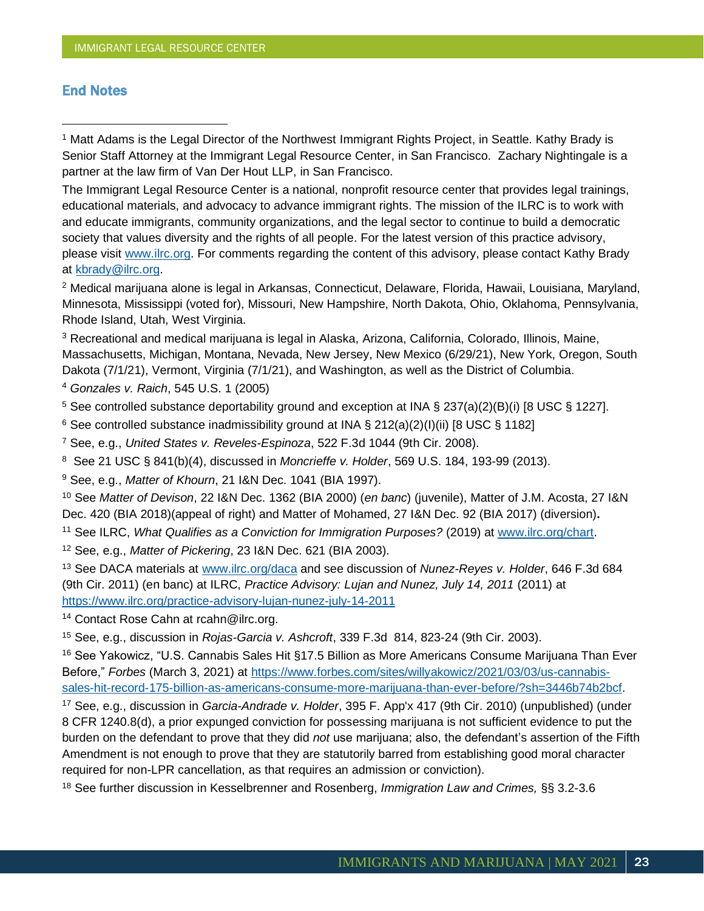## End Notes

[1] Matt Adams is the Legal Director of the Northwest Immigrant Rights Project, in Seattle. Kathy Brady is Senior Staff Attorney at the Immigrant Legal Resource Center, in San Francisco. Zachary Nightingale is a partner at the law firm of Van Der Hout LLP, in San Francisco.

The Immigrant Legal Resource Center is a national, nonprofit resource center that provides legal trainings, educational materials, and advocacy to advance immigrant rights. The mission of the ILRC is to work with and educate immigrants, community organizations, and the legal sector to continue to build a democratic society that values diversity and the rights of all people. For the latest version of this practice advisory, please visit www.ilrc.org. For comments regarding the content of this advisory, please contact Kathy Brady at kbrady@ilrc.org.

[2] Medical marijuana alone is legal in Arkansas, Connecticut, Delaware, Florida, Hawaii, Louisiana, Maryland, Minnesota, Mississippi (voted for), Missouri, New Hampshire, North Dakota, Ohio, Oklahoma, Pennsylvania, Rhode Island, Utah, West Virginia.

[3] Recreational and medical marijuana is legal in Alaska, Arizona, California, Colorado, Illinois, Maine, Massachusetts, Michigan, Montana, Nevada, New Jersey, New Mexico (6/29/21), New York, Oregon, South Dakota (7/1/21), Vermont, Virginia (7/1/21), and Washington, as well as the District of Columbia.

[4] *Gonzales v. Raich*, 545 U.S. 1 (2005)

[5] See controlled substance deportability ground and exception at INA § 237(a)(2)(B)(i) [8 USC § 1227].

[6] See controlled substance inadmissibility ground at INA § 212(a)(2)(I)(ii) [8 USC § 1182]

[7] See, e.g., *United States v. Reveles-Espinoza*, 522 F.3d 1044 (9th Cir. 2008).

[8] See 21 USC § 841(b)(4), discussed in *Moncrieffe v. Holder*, 569 U.S. 184, 193-99 (2013).

[9] See, e.g., *Matter of Khourn*, 21 I&N Dec. 1041 (BIA 1997).

[10] See *Matter of Devison*, 22 I&N Dec. 1362 (BIA 2000) (*en banc*) (juvenile), Matter of J.M. Acosta, 27 I&N Dec. 420 (BIA 2018)(appeal of right) and Matter of Mohamed, 27 I&N Dec. 92 (BIA 2017) (diversion).

[11] See ILRC, *What Qualifies as a Conviction for Immigration Purposes?* (2019) at www.ilrc.org/chart.

[12] See, e.g., *Matter of Pickering*, 23 I&N Dec. 621 (BIA 2003).

[13] See DACA materials at www.ilrc.org/daca and see discussion of *Nunez-Reyes v. Holder*, 646 F.3d 684 (9th Cir. 2011) (en banc) at ILRC, *Practice Advisory: Lujan and Nunez, July 14, 2011* (2011) at https://www.ilrc.org/practice-advisory-lujan-nunez-july-14-2011

[14] Contact Rose Cahn at rcahn@ilrc.org.

[15] See, e.g., discussion in *Rojas-Garcia v. Ashcroft*, 339 F.3d 814, 823-24 (9th Cir. 2003).

[16] See Yakowicz, "U.S. Cannabis Sales Hit §17.5 Billion as More Americans Consume Marijuana Than Ever Before," *Forbes* (March 3, 2021) at https://www.forbes.com/sites/willyakowicz/2021/03/03/us-cannabis-sales-hit-record-175-billion-as-americans-consume-more-marijuana-than-ever-before/?sh=3446b74b2bcf.

[17] See, e.g., discussion in *Garcia-Andrade v. Holder*, 395 F. App'x 417 (9th Cir. 2010) (unpublished) (under 8 CFR 1240.8(d), a prior expunged conviction for possessing marijuana is not sufficient evidence to put the burden on the defendant to prove that they did *not* use marijuana; also, the defendant's assertion of the Fifth Amendment is not enough to prove that they are statutorily barred from establishing good moral character required for non-LPR cancellation, as that requires an admission or conviction).

[18] See further discussion in Kesselbrenner and Rosenberg, *Immigration Law and Crimes,* §§ 3.2-3.6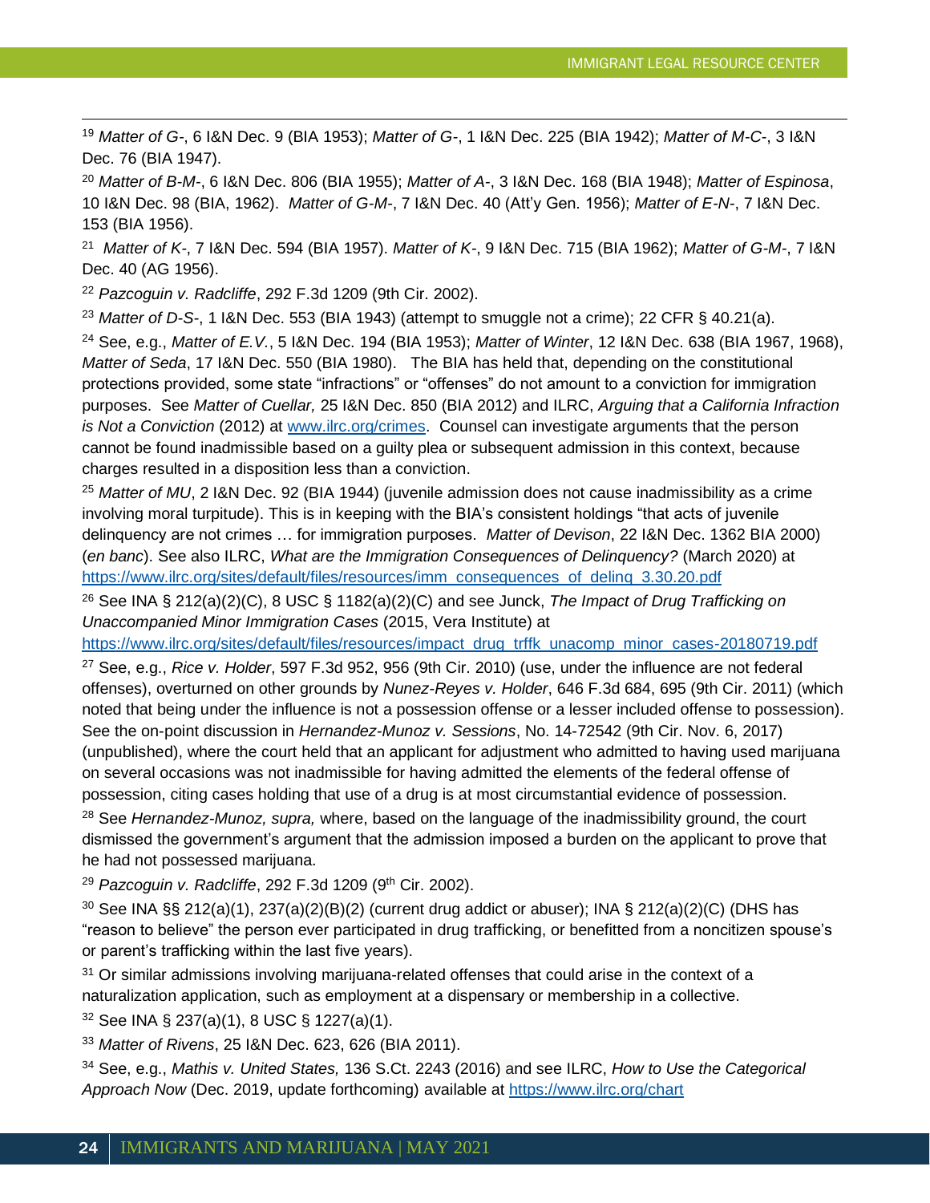[19] *Matter of G-*, 6 I&N Dec. 9 (BIA 1953); *Matter of G-*, 1 I&N Dec. 225 (BIA 1942); *Matter of M-C-*, 3 I&N Dec. 76 (BIA 1947).

[20] *Matter of B-M-*, 6 I&N Dec. 806 (BIA 1955); *Matter of A-*, 3 I&N Dec. 168 (BIA 1948); *Matter of Espinosa*, 10 I&N Dec. 98 (BIA, 1962). *Matter of G-M-*, 7 I&N Dec. 40 (Att'y Gen. 1956); *Matter of E-N-*, 7 I&N Dec. 153 (BIA 1956).

[21] *Matter of K-*, 7 I&N Dec. 594 (BIA 1957). *Matter of K-*, 9 I&N Dec. 715 (BIA 1962); *Matter of G-M-*, 7 I&N Dec. 40 (AG 1956).

[22] *Pazcoguin v. Radcliffe*, 292 F.3d 1209 (9th Cir. 2002).

[23] *Matter of D-S-*, 1 I&N Dec. 553 (BIA 1943) (attempt to smuggle not a crime); 22 CFR § 40.21(a).

[24] See, e.g., *Matter of E.V.*, 5 I&N Dec. 194 (BIA 1953); *Matter of Winter*, 12 I&N Dec. 638 (BIA 1967, 1968), *Matter of Seda*, 17 I&N Dec. 550 (BIA 1980). The BIA has held that, depending on the constitutional protections provided, some state "infractions" or "offenses" do not amount to a conviction for immigration purposes. See *Matter of Cuellar,* 25 I&N Dec. 850 (BIA 2012) and ILRC, *Arguing that a California Infraction is Not a Conviction* (2012) at [www.ilrc.org/crimes](www.ilrc.org/crimes). Counsel can investigate arguments that the person cannot be found inadmissible based on a guilty plea or subsequent admission in this context, because charges resulted in a disposition less than a conviction.

[25] *Matter of MU*, 2 I&N Dec. 92 (BIA 1944) (juvenile admission does not cause inadmissibility as a crime involving moral turpitude). This is in keeping with the BIA's consistent holdings "that acts of juvenile delinquency are not crimes … for immigration purposes. *Matter of Devison*, 22 I&N Dec. 1362 BIA 2000) (*en banc*). See also ILRC, *What are the Immigration Consequences of Delinquency?* (March 2020) at [https://www.ilrc.org/sites/default/files/resources/imm_consequences_of_delinq_3.30.20.pdf](https://www.ilrc.org/sites/default/files/resources/imm_consequences_of_delinq_3.30.20.pdf)

[26] See INA § 212(a)(2)(C), 8 USC § 1182(a)(2)(C) and see Junck, *The Impact of Drug Trafficking on Unaccompanied Minor Immigration Cases* (2015, Vera Institute) at [https://www.ilrc.org/sites/default/files/resources/impact_drug_trffk_unacomp_minor_cases-20180719.pdf](https://www.ilrc.org/sites/default/files/resources/impact_drug_trffk_unacomp_minor_cases-20180719.pdf)

[27] See, e.g., *Rice v. Holder*, 597 F.3d 952, 956 (9th Cir. 2010) (use, under the influence are not federal offenses), overturned on other grounds by *Nunez-Reyes v. Holder*, 646 F.3d 684, 695 (9th Cir. 2011) (which noted that being under the influence is not a possession offense or a lesser included offense to possession). See the on-point discussion in *Hernandez-Munoz v. Sessions*, No. 14-72542 (9th Cir. Nov. 6, 2017) (unpublished), where the court held that an applicant for adjustment who admitted to having used marijuana on several occasions was not inadmissible for having admitted the elements of the federal offense of possession, citing cases holding that use of a drug is at most circumstantial evidence of possession.

[28] See *Hernandez-Munoz, supra,* where, based on the language of the inadmissibility ground, the court dismissed the government's argument that the admission imposed a burden on the applicant to prove that he had not possessed marijuana.

[29] *Pazcoguin v. Radcliffe*, 292 F.3d 1209 (9th Cir. 2002).

[30] See INA §§ 212(a)(1), 237(a)(2)(B)(2) (current drug addict or abuser); INA § 212(a)(2)(C) (DHS has "reason to believe" the person ever participated in drug trafficking, or benefitted from a noncitizen spouse's or parent's trafficking within the last five years).

[31] Or similar admissions involving marijuana-related offenses that could arise in the context of a naturalization application, such as employment at a dispensary or membership in a collective.

[32] See INA § 237(a)(1), 8 USC § 1227(a)(1).

[33] *Matter of Rivens*, 25 I&N Dec. 623, 626 (BIA 2011).

[34] See, e.g., *Mathis v. United States,* 136 S.Ct. 2243 (2016) and see ILRC, *How to Use the Categorical Approach Now* (Dec. 2019, update forthcoming) available at [https://www.ilrc.org/chart](https://www.ilrc.org/chart)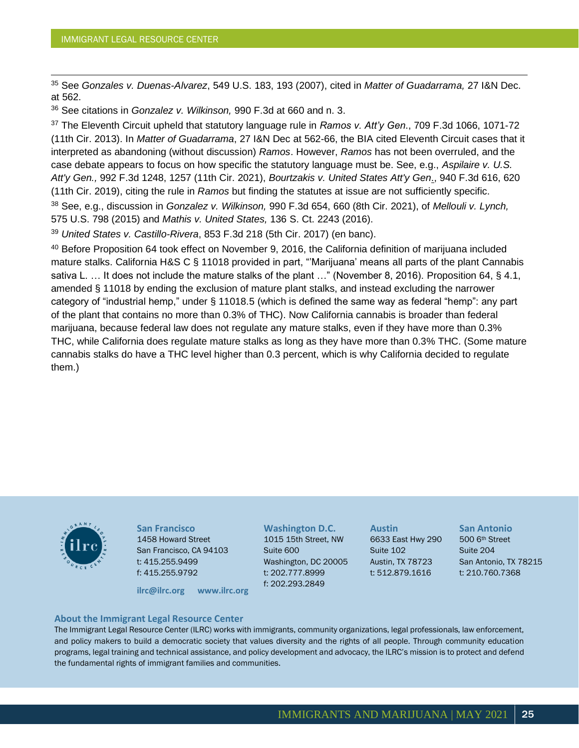[35] See *Gonzales v. Duenas-Alvarez*, 549 U.S. 183, 193 (2007), cited in *Matter of Guadarrama,* 27 I&N Dec. at 562.

[36] See citations in *Gonzalez v. Wilkinson,* 990 F.3d at 660 and n. 3.

[37] The Eleventh Circuit upheld that statutory language rule in *Ramos v. Att'y Gen*., 709 F.3d 1066, 1071-72 (11th Cir. 2013). In *Matter of Guadarrama*, 27 I&N Dec at 562-66, the BIA cited Eleventh Circuit cases that it interpreted as abandoning (without discussion) *Ramos*. However, *Ramos* has not been overruled, and the case debate appears to focus on how specific the statutory language must be. See, e.g., *Aspilaire v. U.S. Att'y Gen.,* 992 F.3d 1248, 1257 (11th Cir. 2021), *Bourtzakis v. United States Att'y Gen*., 940 F.3d 616, 620 (11th Cir. 2019), citing the rule in *Ramos* but finding the statutes at issue are not sufficiently specific.

[38] See, e.g., discussion in *Gonzalez v. Wilkinson,* 990 F.3d 654, 660 (8th Cir. 2021), of *Mellouli v. Lynch,* 575 U.S. 798 (2015) and *Mathis v. United States,* 136 S. Ct. 2243 (2016).

[39] *United States v. Castillo-Rivera*, 853 F.3d 218 (5th Cir. 2017) (en banc).

[40] Before Proposition 64 took effect on November 9, 2016, the California definition of marijuana included mature stalks. California H&S C § 11018 provided in part, "'Marijuana' means all parts of the plant Cannabis sativa L. … It does not include the mature stalks of the plant …" (November 8, 2016). Proposition 64, § 4.1, amended § 11018 by ending the exclusion of mature plant stalks, and instead excluding the narrower category of "industrial hemp," under § 11018.5 (which is defined the same way as federal "hemp": any part of the plant that contains no more than 0.3% of THC). Now California cannabis is broader than federal marijuana, because federal law does not regulate any mature stalks, even if they have more than 0.3% THC, while California does regulate mature stalks as long as they have more than 0.3% THC. (Some mature cannabis stalks do have a THC level higher than 0.3 percent, which is why California decided to regulate them.)

**San Francisco**
1458 Howard Street
San Francisco, CA 94103
t: 415.255.9499
f: 415.255.9792

**Washington D.C.**
1015 15th Street, NW
Suite 600
Washington, DC 20005
t: 202.777.8999
f: 202.293.2849

**Austin**
6633 East Hwy 290
Suite 102
Austin, TX 78723
t: 512.879.1616

**San Antonio**
500 6th Street
Suite 204
San Antonio, TX 78215
t: 210.760.7368

**ilrc@ilrc.org** **www.ilrc.org**

**About the Immigrant Legal Resource Center**

The Immigrant Legal Resource Center (ILRC) works with immigrants, community organizations, legal professionals, law enforcement, and policy makers to build a democratic society that values diversity and the rights of all people. Through community education programs, legal training and technical assistance, and policy development and advocacy, the ILRC's mission is to protect and defend the fundamental rights of immigrant families and communities.